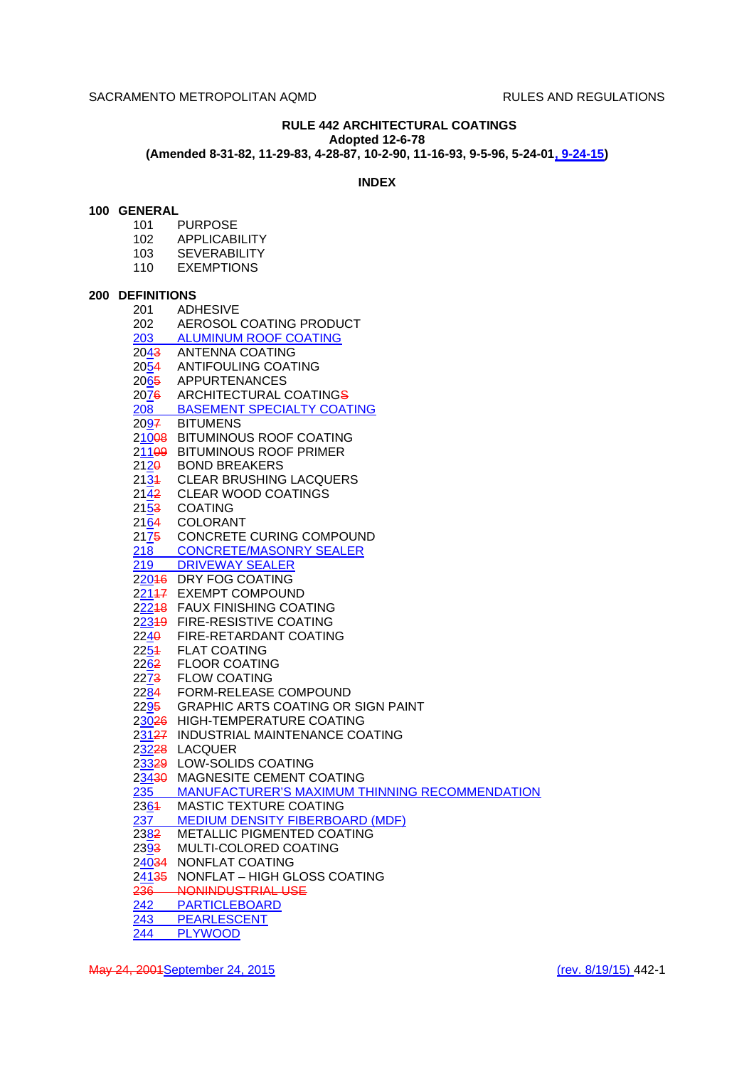# RULE 442 ARCHITECTURAL COATINGS

**Adopted 12-6-78**

**(Amended 8-31-82, 11-29-83, 4-28-87, 10-2-90, 11-16-93, 9-5-96, 5-24-01, 9-24-15)**

## INDEX

### 100 GENERAL

- 101 PURPOSE
- 102 APPLICABILITY
- 103 SEVERABILITY
- 110 EXEMPTIONS

### 200 DEFINITIONS

- 201 ADHESIVE
- 202 AEROSOL COATING PRODUCT
- 203 ALUMINUM ROOF COATING
- 204~~3~~ ANTENNA COATING
- 205~~4~~ ANTIFOULING COATING
- 206~~5~~ APPURTENANCES
- 207~~6~~ ARCHITECTURAL COATING~~S~~
- 208 BASEMENT SPECIALTY COATING
- 209~~7~~ BITUMENS
- 210~~08~~ BITUMINOUS ROOF COATING
- 211~~09~~ BITUMINOUS ROOF PRIMER
- 212~~0~~ BOND BREAKERS
- 213~~1~~ CLEAR BRUSHING LACQUERS
- 214~~2~~ CLEAR WOOD COATINGS
- 215~~3~~ COATING
- 216~~4~~ COLORANT
- 217~~5~~ CONCRETE CURING COMPOUND
- 218 CONCRETE/MASONRY SEALER
- 219 DRIVEWAY SEALER
- 220~~16~~ DRY FOG COATING
- 221~~17~~ EXEMPT COMPOUND
- 222~~18~~ FAUX FINISHING COATING
- 223~~19~~ FIRE-RESISTIVE COATING
- 224~~0~~ FIRE-RETARDANT COATING
- 225~~1~~ FLAT COATING
- 226~~2~~ FLOOR COATING
- 227~~3~~ FLOW COATING
- 228~~4~~ FORM-RELEASE COMPOUND
- 229~~5~~ GRAPHIC ARTS COATING OR SIGN PAINT
- 230~~26~~ HIGH-TEMPERATURE COATING
- 231~~27~~ INDUSTRIAL MAINTENANCE COATING
- 232~~28~~ LACQUER
- 233~~29~~ LOW-SOLIDS COATING
- 234~~30~~ MAGNESITE CEMENT COATING
- 235 MANUFACTURER'S MAXIMUM THINNING RECOMMENDATION
- 236~~1~~ MASTIC TEXTURE COATING
- 237 MEDIUM DENSITY FIBERBOARD (MDF)
- 238~~2~~ METALLIC PIGMENTED COATING
- 239~~3~~ MULTI-COLORED COATING
- 240~~34~~ NONFLAT COATING
- 241~~35~~ NONFLAT – HIGH GLOSS COATING
- ~~236 NONINDUSTRIAL USE~~
- 242 PARTICLEBOARD
- 243 PEARLESCENT
- 244 PLYWOOD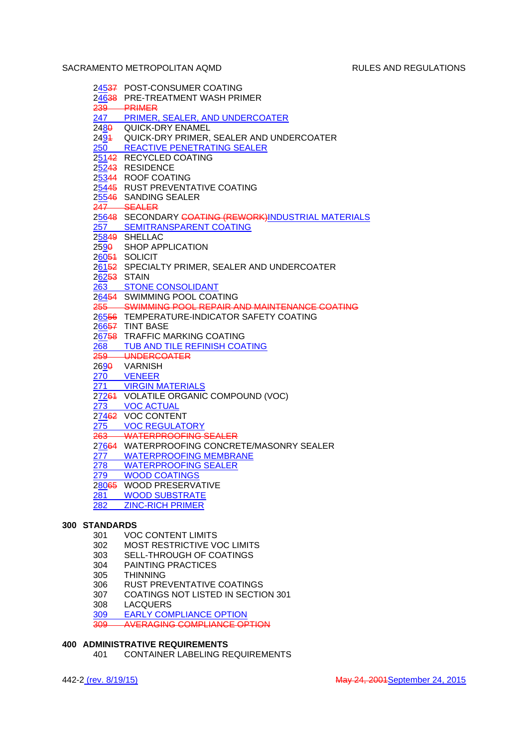245~~37~~ POST-CONSUMER COATING
246~~38~~ PRE-TREATMENT WASH PRIMER
~~239 PRIMER~~
247 PRIMER, SEALER, AND UNDERCOATER
248~~0~~ QUICK-DRY ENAMEL
249~~1~~ QUICK-DRY PRIMER, SEALER AND UNDERCOATER
250 REACTIVE PENETRATING SEALER
251~~42~~ RECYCLED COATING
252~~43~~ RESIDENCE
253~~44~~ ROOF COATING
254~~45~~ RUST PREVENTATIVE COATING
255~~46~~ SANDING SEALER
~~247 SEALER~~
256~~48~~ SECONDARY ~~COATING (REWORK)~~INDUSTRIAL MATERIALS
257 SEMITRANSPARENT COATING
258~~49~~ SHELLAC
259~~0~~ SHOP APPLICATION
260~~51~~ SOLICIT
261~~52~~ SPECIALTY PRIMER, SEALER AND UNDERCOATER
262~~53~~ STAIN
263 STONE CONSOLIDANT
264~~54~~ SWIMMING POOL COATING
~~255 SWIMMING POOL REPAIR AND MAINTENANCE COATING~~
265~~56~~ TEMPERATURE-INDICATOR SAFETY COATING
266~~57~~ TINT BASE
267~~58~~ TRAFFIC MARKING COATING
268 TUB AND TILE REFINISH COATING
~~259 UNDERCOATER~~
269~~0~~ VARNISH
270 VENEER
271 VIRGIN MATERIALS
272~~61~~ VOLATILE ORGANIC COMPOUND (VOC)
273 VOC ACTUAL
274~~62~~ VOC CONTENT
275 VOC REGULATORY
~~263 WATERPROOFING SEALER~~
276~~64~~ WATERPROOFING CONCRETE/MASONRY SEALER
277 WATERPROOFING MEMBRANE
278 WATERPROOFING SEALER
279 WOOD COATINGS
280~~65~~ WOOD PRESERVATIVE
281 WOOD SUBSTRATE
282 ZINC-RICH PRIMER

**300 STANDARDS**

301 VOC CONTENT LIMITS
302 MOST RESTRICTIVE VOC LIMITS
303 SELL-THROUGH OF COATINGS
304 PAINTING PRACTICES
305 THINNING
306 RUST PREVENTATIVE COATINGS
307 COATINGS NOT LISTED IN SECTION 301
308 LACQUERS
309 EARLY COMPLIANCE OPTION
~~309 AVERAGING COMPLIANCE OPTION~~

**400 ADMINISTRATIVE REQUIREMENTS**

401 CONTAINER LABELING REQUIREMENTS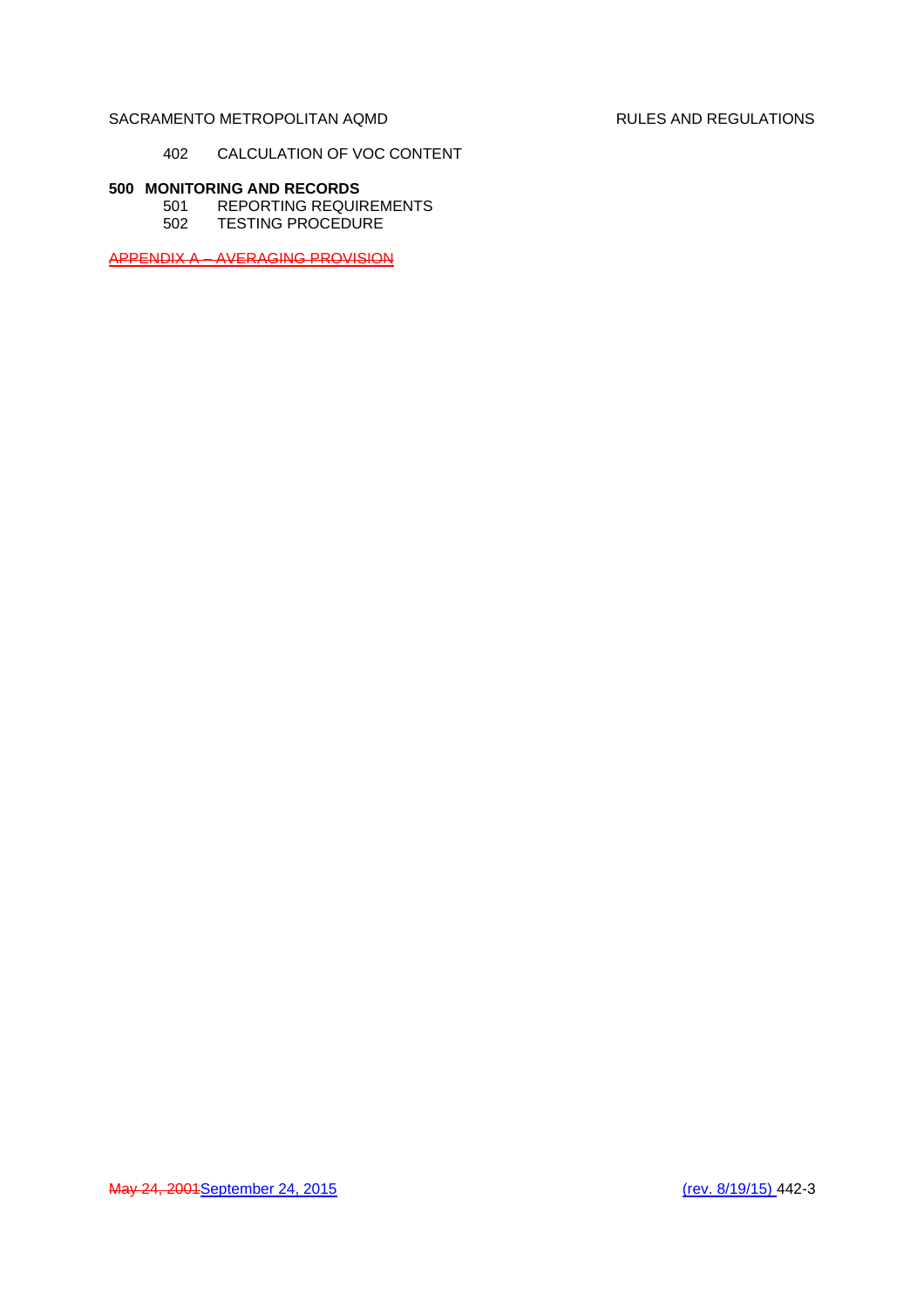402 CALCULATION OF VOC CONTENT

**500 MONITORING AND RECORDS**

501 REPORTING REQUIREMENTS

502 TESTING PROCEDURE

~~APPENDIX A – AVERAGING PROVISION~~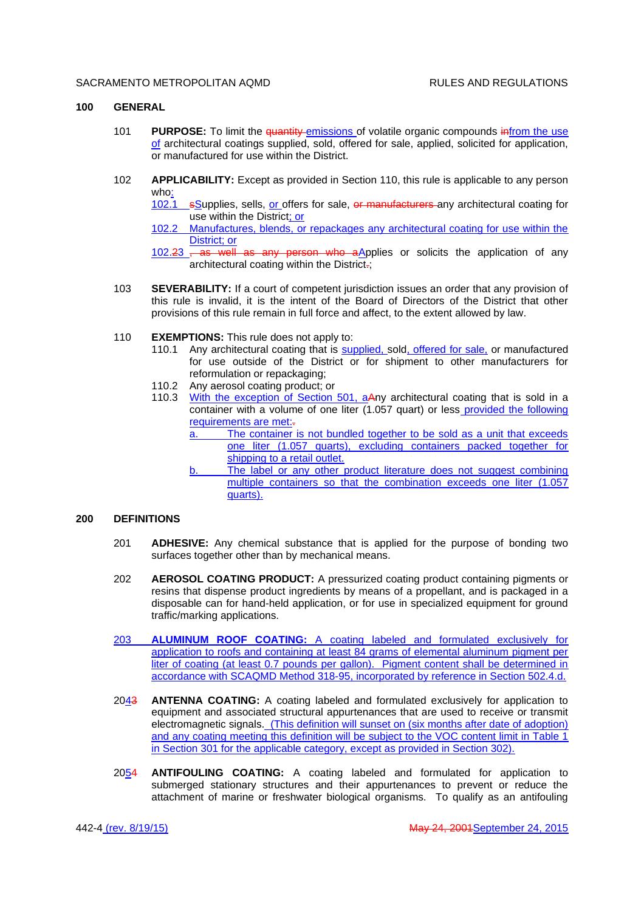## 100 GENERAL

101 **PURPOSE:** To limit the quantity emissions of volatile organic compounds infrom the use of architectural coatings supplied, sold, offered for sale, applied, solicited for application, or manufactured for use within the District.

102 **APPLICABILITY:** Except as provided in Section 110, this rule is applicable to any person who:

102.1 sSupplies, sells, or offers for sale, or manufacturers any architectural coating for use within the District; or

102.2 Manufactures, blends, or repackages any architectural coating for use within the District; or

102.23 , as well as any person who aApplies or solicits the application of any architectural coating within the District.;

103 **SEVERABILITY:** If a court of competent jurisdiction issues an order that any provision of this rule is invalid, it is the intent of the Board of Directors of the District that other provisions of this rule remain in full force and affect, to the extent allowed by law.

110 **EXEMPTIONS:** This rule does not apply to:

110.1 Any architectural coating that is supplied, sold, offered for sale, or manufactured for use outside of the District or for shipment to other manufacturers for reformulation or repackaging;

110.2 Any aerosol coating product; or

110.3 With the exception of Section 501, aAny architectural coating that is sold in a container with a volume of one liter (1.057 quart) or less provided the following requirements are met:.

a. The container is not bundled together to be sold as a unit that exceeds one liter (1.057 quarts), excluding containers packed together for shipping to a retail outlet.

b. The label or any other product literature does not suggest combining multiple containers so that the combination exceeds one liter (1.057 quarts).

## 200 DEFINITIONS

201 **ADHESIVE:** Any chemical substance that is applied for the purpose of bonding two surfaces together other than by mechanical means.

202 **AEROSOL COATING PRODUCT:** A pressurized coating product containing pigments or resins that dispense product ingredients by means of a propellant, and is packaged in a disposable can for hand-held application, or for use in specialized equipment for ground traffic/marking applications.

203 **ALUMINUM ROOF COATING:** A coating labeled and formulated exclusively for application to roofs and containing at least 84 grams of elemental aluminum pigment per liter of coating (at least 0.7 pounds per gallon). Pigment content shall be determined in accordance with SCAQMD Method 318-95, incorporated by reference in Section 502.4.d.

2043 **ANTENNA COATING:** A coating labeled and formulated exclusively for application to equipment and associated structural appurtenances that are used to receive or transmit electromagnetic signals. (This definition will sunset on (six months after date of adoption) and any coating meeting this definition will be subject to the VOC content limit in Table 1 in Section 301 for the applicable category, except as provided in Section 302).

2054 **ANTIFOULING COATING:** A coating labeled and formulated for application to submerged stationary structures and their appurtenances to prevent or reduce the attachment of marine or freshwater biological organisms. To qualify as an antifouling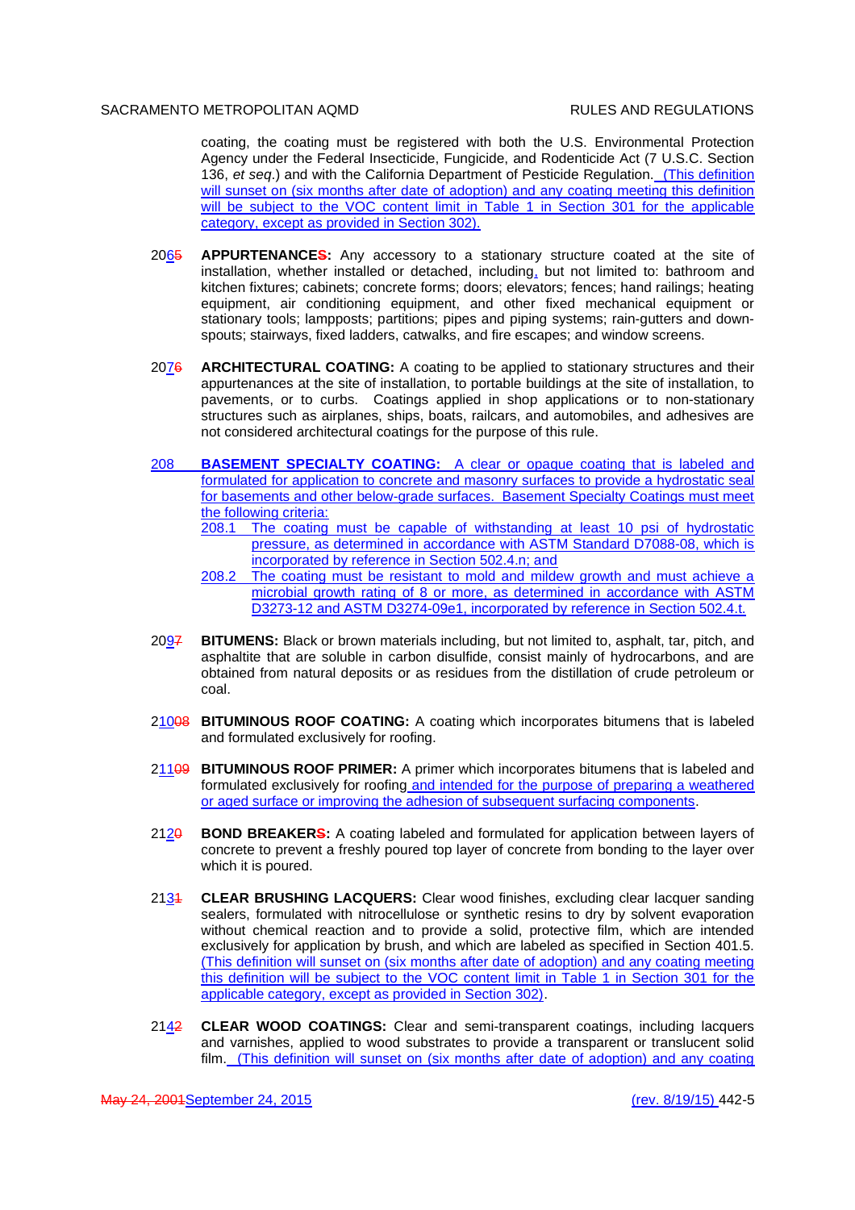coating, the coating must be registered with both the U.S. Environmental Protection Agency under the Federal Insecticide, Fungicide, and Rodenticide Act (7 U.S.C. Section 136, *et seq.*) and with the California Department of Pesticide Regulation. (This definition will sunset on (six months after date of adoption) and any coating meeting this definition will be subject to the VOC content limit in Table 1 in Section 301 for the applicable category, except as provided in Section 302).

2065 **APPURTENANCES:** Any accessory to a stationary structure coated at the site of installation, whether installed or detached, including, but not limited to: bathroom and kitchen fixtures; cabinets; concrete forms; doors; elevators; fences; hand railings; heating equipment, air conditioning equipment, and other fixed mechanical equipment or stationary tools; lampposts; partitions; pipes and piping systems; rain-gutters and down-spouts; stairways, fixed ladders, catwalks, and fire escapes; and window screens.

2076 **ARCHITECTURAL COATING:** A coating to be applied to stationary structures and their appurtenances at the site of installation, to portable buildings at the site of installation, to pavements, or to curbs. Coatings applied in shop applications or to non-stationary structures such as airplanes, ships, boats, railcars, and automobiles, and adhesives are not considered architectural coatings for the purpose of this rule.

208 **BASEMENT SPECIALTY COATING:** A clear or opaque coating that is labeled and formulated for application to concrete and masonry surfaces to provide a hydrostatic seal for basements and other below-grade surfaces. Basement Specialty Coatings must meet the following criteria:

208.1 The coating must be capable of withstanding at least 10 psi of hydrostatic pressure, as determined in accordance with ASTM Standard D7088-08, which is incorporated by reference in Section 502.4.n; and

208.2 The coating must be resistant to mold and mildew growth and must achieve a microbial growth rating of 8 or more, as determined in accordance with ASTM D3273-12 and ASTM D3274-09e1, incorporated by reference in Section 502.4.t.

2097 **BITUMENS:** Black or brown materials including, but not limited to, asphalt, tar, pitch, and asphaltite that are soluble in carbon disulfide, consist mainly of hydrocarbons, and are obtained from natural deposits or as residues from the distillation of crude petroleum or coal.

21008 **BITUMINOUS ROOF COATING:** A coating which incorporates bitumens that is labeled and formulated exclusively for roofing.

21109 **BITUMINOUS ROOF PRIMER:** A primer which incorporates bitumens that is labeled and formulated exclusively for roofing and intended for the purpose of preparing a weathered or aged surface or improving the adhesion of subsequent surfacing components.

2120 **BOND BREAKERS:** A coating labeled and formulated for application between layers of concrete to prevent a freshly poured top layer of concrete from bonding to the layer over which it is poured.

2131 **CLEAR BRUSHING LACQUERS:** Clear wood finishes, excluding clear lacquer sanding sealers, formulated with nitrocellulose or synthetic resins to dry by solvent evaporation without chemical reaction and to provide a solid, protective film, which are intended exclusively for application by brush, and which are labeled as specified in Section 401.5. (This definition will sunset on (six months after date of adoption) and any coating meeting this definition will be subject to the VOC content limit in Table 1 in Section 301 for the applicable category, except as provided in Section 302).

2142 **CLEAR WOOD COATINGS:** Clear and semi-transparent coatings, including lacquers and varnishes, applied to wood substrates to provide a transparent or translucent solid film. (This definition will sunset on (six months after date of adoption) and any coating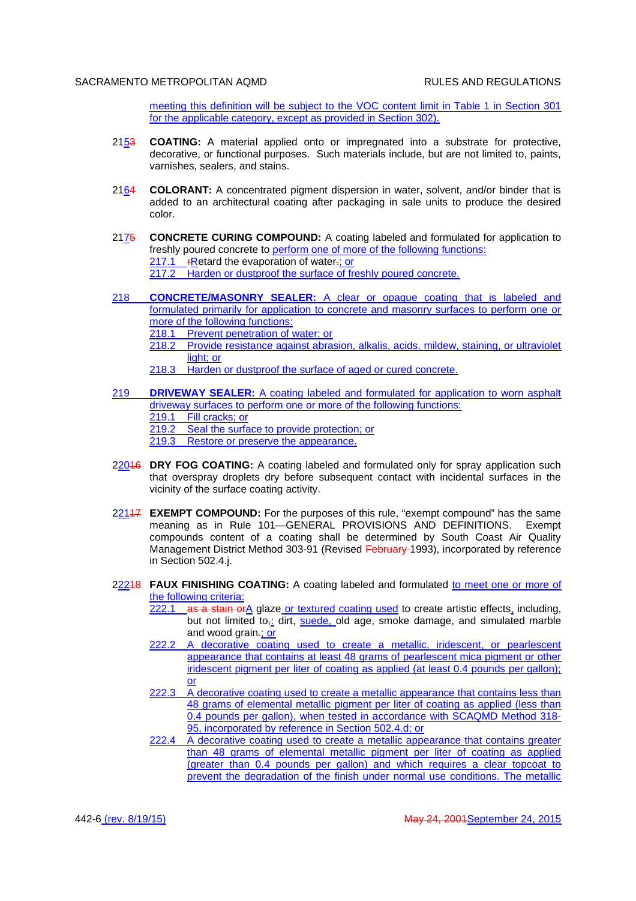meeting this definition will be subject to the VOC content limit in Table 1 in Section 301 for the applicable category, except as provided in Section 302).

21~~3~~5 **COATING:** A material applied onto or impregnated into a substrate for protective, decorative, or functional purposes. Such materials include, but are not limited to, paints, varnishes, sealers, and stains.

21~~4~~6 **COLORANT:** A concentrated pigment dispersion in water, solvent, and/or binder that is added to an architectural coating after packaging in sale units to produce the desired color.

21~~5~~7 **CONCRETE CURING COMPOUND:** A coating labeled and formulated for application to freshly poured concrete to perform one of more of the following functions:

217.1 ~~r~~Retard the evaporation of water~~.~~; or

217.2 Harden or dustproof the surface of freshly poured concrete.

218 **CONCRETE/MASONRY SEALER:** A clear or opaque coating that is labeled and formulated primarily for application to concrete and masonry surfaces to perform one or more of the following functions:

218.1 Prevent penetration of water; or

218.2 Provide resistance against abrasion, alkalis, acids, mildew, staining, or ultraviolet light; or

218.3 Harden or dustproof the surface of aged or cured concrete.

219 **DRIVEWAY SEALER:** A coating labeled and formulated for application to worn asphalt driveway surfaces to perform one or more of the following functions:

219.1 Fill cracks; or

219.2 Seal the surface to provide protection; or

219.3 Restore or preserve the appearance.

2~~16~~20 **DRY FOG COATING:** A coating labeled and formulated only for spray application such that overspray droplets dry before subsequent contact with incidental surfaces in the vicinity of the surface coating activity.

2~~17~~21 **EXEMPT COMPOUND:** For the purposes of this rule, "exempt compound" has the same meaning as in Rule 101—GENERAL PROVISIONS AND DEFINITIONS. Exempt compounds content of a coating shall be determined by South Coast Air Quality Management District Method 303-91 (Revised ~~February~~ 1993), incorporated by reference in Section 502.4.j.

2~~18~~22 **FAUX FINISHING COATING:** A coating labeled and formulated to meet one or more of the following criteria:

222.1 ~~as a stain or~~A glaze or textured coating used to create artistic effects, including, but not limited to~~,~~: dirt, suede, old age, smoke damage, and simulated marble and wood grain~~.~~; or

222.2 A decorative coating used to create a metallic, iridescent, or pearlescent appearance that contains at least 48 grams of pearlescent mica pigment or other iridescent pigment per liter of coating as applied (at least 0.4 pounds per gallon); or

222.3 A decorative coating used to create a metallic appearance that contains less than 48 grams of elemental metallic pigment per liter of coating as applied (less than 0.4 pounds per gallon), when tested in accordance with SCAQMD Method 318-95, incorporated by reference in Section 502.4.d; or

222.4 A decorative coating used to create a metallic appearance that contains greater than 48 grams of elemental metallic pigment per liter of coating as applied (greater than 0.4 pounds per gallon) and which requires a clear topcoat to prevent the degradation of the finish under normal use conditions. The metallic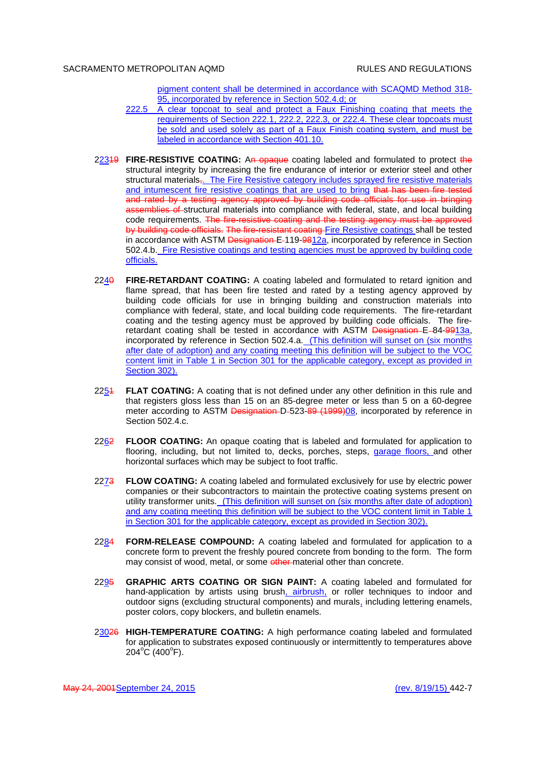pigment content shall be determined in accordance with SCAQMD Method 318-95, incorporated by reference in Section 502.4.d; or

222.5 A clear topcoat to seal and protect a Faux Finishing coating that meets the requirements of Section 222.1, 222.2, 222.3, or 222.4. These clear topcoats must be sold and used solely as part of a Faux Finish coating system, and must be labeled in accordance with Section 401.10.

223~~19~~ **FIRE-RESISTIVE COATING:** A~~n opaque~~ coating labeled and formulated to protect ~~the~~ structural integrity by increasing the fire endurance of interior or exterior steel and other structural materials~~,~~. The Fire Resistive category includes sprayed fire resistive materials and intumescent fire resistive coatings that are used to bring ~~that has been fire tested and rated by a testing agency approved by building code officials for use in bringing assemblies of~~ structural materials into compliance with federal, state, and local building code requirements. ~~The fire-resistive coating and the testing agency must be approved by building code officials. The fire-resistant coating~~ Fire Resistive coatings shall be tested in accordance with ASTM ~~Designation~~ E-119-~~98~~12a, incorporated by reference in Section 502.4.b. Fire Resistive coatings and testing agencies must be approved by building code officials.

224~~0~~ **FIRE-RETARDANT COATING:** A coating labeled and formulated to retard ignition and flame spread, that has been fire tested and rated by a testing agency approved by building code officials for use in bringing building and construction materials into compliance with federal, state, and local building code requirements. The fire-retardant coating and the testing agency must be approved by building code officials. The fire-retardant coating shall be tested in accordance with ASTM ~~Designation~~ E-84-~~99~~13a, incorporated by reference in Section 502.4.a. (This definition will sunset on (six months after date of adoption) and any coating meeting this definition will be subject to the VOC content limit in Table 1 in Section 301 for the applicable category, except as provided in Section 302).

225~~1~~ **FLAT COATING:** A coating that is not defined under any other definition in this rule and that registers gloss less than 15 on an 85-degree meter or less than 5 on a 60-degree meter according to ASTM ~~Designation~~ D-523-~~89 (1999)~~08, incorporated by reference in Section 502.4.c.

226~~2~~ **FLOOR COATING:** An opaque coating that is labeled and formulated for application to flooring, including, but not limited to, decks, porches, steps, garage floors, and other horizontal surfaces which may be subject to foot traffic.

227~~3~~ **FLOW COATING:** A coating labeled and formulated exclusively for use by electric power companies or their subcontractors to maintain the protective coating systems present on utility transformer units. (This definition will sunset on (six months after date of adoption) and any coating meeting this definition will be subject to the VOC content limit in Table 1 in Section 301 for the applicable category, except as provided in Section 302).

228~~4~~ **FORM-RELEASE COMPOUND:** A coating labeled and formulated for application to a concrete form to prevent the freshly poured concrete from bonding to the form. The form may consist of wood, metal, or some ~~other~~ material other than concrete.

229~~5~~ **GRAPHIC ARTS COATING OR SIGN PAINT:** A coating labeled and formulated for hand-application by artists using brush, airbrush, or roller techniques to indoor and outdoor signs (excluding structural components) and murals, including lettering enamels, poster colors, copy blockers, and bulletin enamels.

230~~26~~ **HIGH-TEMPERATURE COATING:** A high performance coating labeled and formulated for application to substrates exposed continuously or intermittently to temperatures above 204°C (400°F).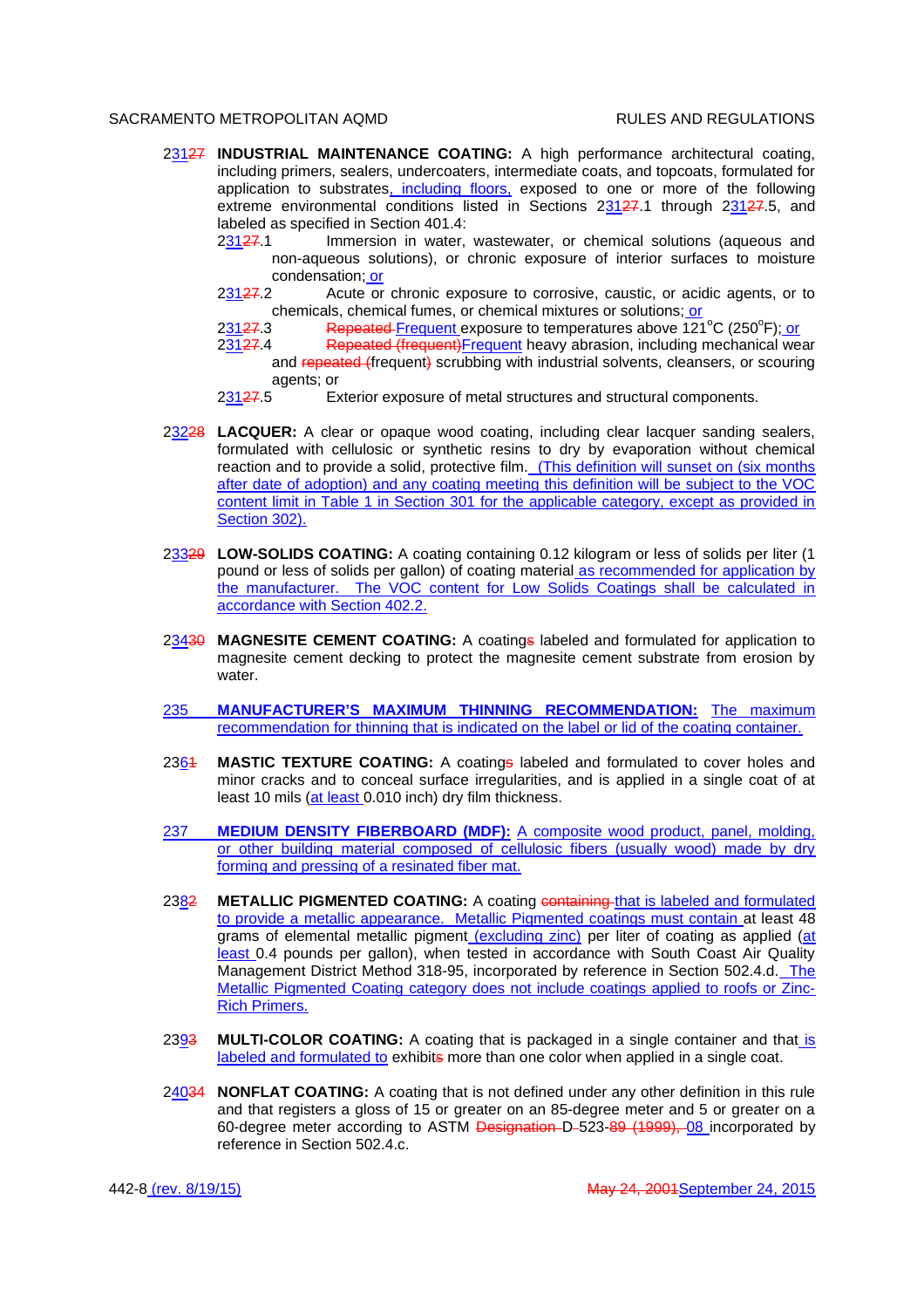231~~27~~ **INDUSTRIAL MAINTENANCE COATING:** A high performance architectural coating, including primers, sealers, undercoaters, intermediate coats, and topcoats, formulated for application to substrates, including floors, exposed to one or more of the following extreme environmental conditions listed in Sections 231~~27~~.1 through 231~~27~~.5, and labeled as specified in Section 401.4:

231~~27~~.1 Immersion in water, wastewater, or chemical solutions (aqueous and non-aqueous solutions), or chronic exposure of interior surfaces to moisture condensation; or

231~~27~~.2 Acute or chronic exposure to corrosive, caustic, or acidic agents, or to chemicals, chemical fumes, or chemical mixtures or solutions; or

231~~27~~.3 ~~Repeated~~ Frequent exposure to temperatures above 121°C (250°F); or

231~~27~~.4 ~~Repeated (frequent)~~Frequent heavy abrasion, including mechanical wear and ~~repeated~~ ~~(~~frequent~~)~~ scrubbing with industrial solvents, cleansers, or scouring agents; or

231~~27~~.5 Exterior exposure of metal structures and structural components.

232~~28~~ **LACQUER:** A clear or opaque wood coating, including clear lacquer sanding sealers, formulated with cellulosic or synthetic resins to dry by evaporation without chemical reaction and to provide a solid, protective film. (This definition will sunset on (six months after date of adoption) and any coating meeting this definition will be subject to the VOC content limit in Table 1 in Section 301 for the applicable category, except as provided in Section 302).

233~~29~~ **LOW-SOLIDS COATING:** A coating containing 0.12 kilogram or less of solids per liter (1 pound or less of solids per gallon) of coating material as recommended for application by the manufacturer. The VOC content for Low Solids Coatings shall be calculated in accordance with Section 402.2.

234~~30~~ **MAGNESITE CEMENT COATING:** A coating~~s~~ labeled and formulated for application to magnesite cement decking to protect the magnesite cement substrate from erosion by water.

235 **MANUFACTURER'S MAXIMUM THINNING RECOMMENDATION:** The maximum recommendation for thinning that is indicated on the label or lid of the coating container.

236~~1~~ **MASTIC TEXTURE COATING:** A coating~~s~~ labeled and formulated to cover holes and minor cracks and to conceal surface irregularities, and is applied in a single coat of at least 10 mils (at least 0.010 inch) dry film thickness.

237 **MEDIUM DENSITY FIBERBOARD (MDF):** A composite wood product, panel, molding, or other building material composed of cellulosic fibers (usually wood) made by dry forming and pressing of a resinated fiber mat.

238~~2~~ **METALLIC PIGMENTED COATING:** A coating ~~containing~~ that is labeled and formulated to provide a metallic appearance. Metallic Pigmented coatings must contain at least 48 grams of elemental metallic pigment (excluding zinc) per liter of coating as applied (at least 0.4 pounds per gallon), when tested in accordance with South Coast Air Quality Management District Method 318-95, incorporated by reference in Section 502.4.d. The Metallic Pigmented Coating category does not include coatings applied to roofs or Zinc-Rich Primers.

239~~3~~ **MULTI-COLOR COATING:** A coating that is packaged in a single container and that is labeled and formulated to exhibit~~s~~ more than one color when applied in a single coat.

240~~34~~ **NONFLAT COATING:** A coating that is not defined under any other definition in this rule and that registers a gloss of 15 or greater on an 85-degree meter and 5 or greater on a 60-degree meter according to ASTM ~~Designation~~ D-523-~~89 (1999),~~ 08 incorporated by reference in Section 502.4.c.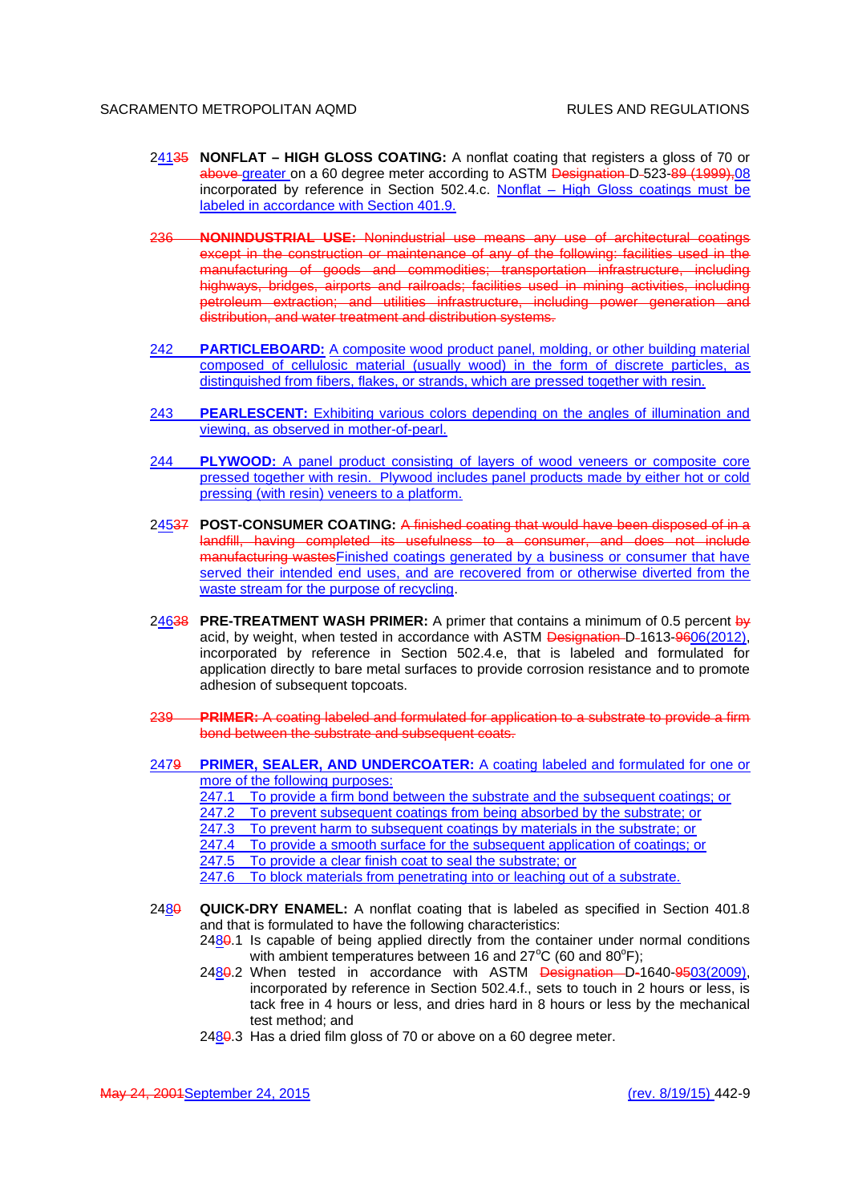24135 **NONFLAT – HIGH GLOSS COATING:** A nonflat coating that registers a gloss of 70 or above greater on a 60 degree meter according to ASTM Designation D-523-89 (1999),08 incorporated by reference in Section 502.4.c. Nonflat – High Gloss coatings must be labeled in accordance with Section 401.9.

236 **NONINDUSTRIAL USE:** Nonindustrial use means any use of architectural coatings except in the construction or maintenance of any of the following: facilities used in the manufacturing of goods and commodities; transportation infrastructure, including highways, bridges, airports and railroads; facilities used in mining activities, including petroleum extraction; and utilities infrastructure, including power generation and distribution, and water treatment and distribution systems.

242 **PARTICLEBOARD:** A composite wood product panel, molding, or other building material composed of cellulosic material (usually wood) in the form of discrete particles, as distinguished from fibers, flakes, or strands, which are pressed together with resin.

243 **PEARLESCENT:** Exhibiting various colors depending on the angles of illumination and viewing, as observed in mother-of-pearl.

244 **PLYWOOD:** A panel product consisting of layers of wood veneers or composite core pressed together with resin. Plywood includes panel products made by either hot or cold pressing (with resin) veneers to a platform.

24537 **POST-CONSUMER COATING:** A finished coating that would have been disposed of in a landfill, having completed its usefulness to a consumer, and does not include manufacturing wastesFinished coatings generated by a business or consumer that have served their intended end uses, and are recovered from or otherwise diverted from the waste stream for the purpose of recycling.

24638 **PRE-TREATMENT WASH PRIMER:** A primer that contains a minimum of 0.5 percent by acid, by weight, when tested in accordance with ASTM Designation D-1613-9606(2012), incorporated by reference in Section 502.4.e, that is labeled and formulated for application directly to bare metal surfaces to provide corrosion resistance and to promote adhesion of subsequent topcoats.

239 **PRIMER:** A coating labeled and formulated for application to a substrate to provide a firm bond between the substrate and subsequent coats.

2479 **PRIMER, SEALER, AND UNDERCOATER:** A coating labeled and formulated for one or more of the following purposes:

247.1 To provide a firm bond between the substrate and the subsequent coatings; or
247.2 To prevent subsequent coatings from being absorbed by the substrate; or
247.3 To prevent harm to subsequent coatings by materials in the substrate; or
247.4 To provide a smooth surface for the subsequent application of coatings; or
247.5 To provide a clear finish coat to seal the substrate; or
247.6 To block materials from penetrating into or leaching out of a substrate.

2480 **QUICK-DRY ENAMEL:** A nonflat coating that is labeled as specified in Section 401.8 and that is formulated to have the following characteristics:

2480.1 Is capable of being applied directly from the container under normal conditions with ambient temperatures between 16 and 27°C (60 and 80°F);
2480.2 When tested in accordance with ASTM Designation D-1640-9503(2009), incorporated by reference in Section 502.4.f., sets to touch in 2 hours or less, is tack free in 4 hours or less, and dries hard in 8 hours or less by the mechanical test method; and
2480.3 Has a dried film gloss of 70 or above on a 60 degree meter.

May 24, 2001September 24, 2015 (rev. 8/19/15) 442-9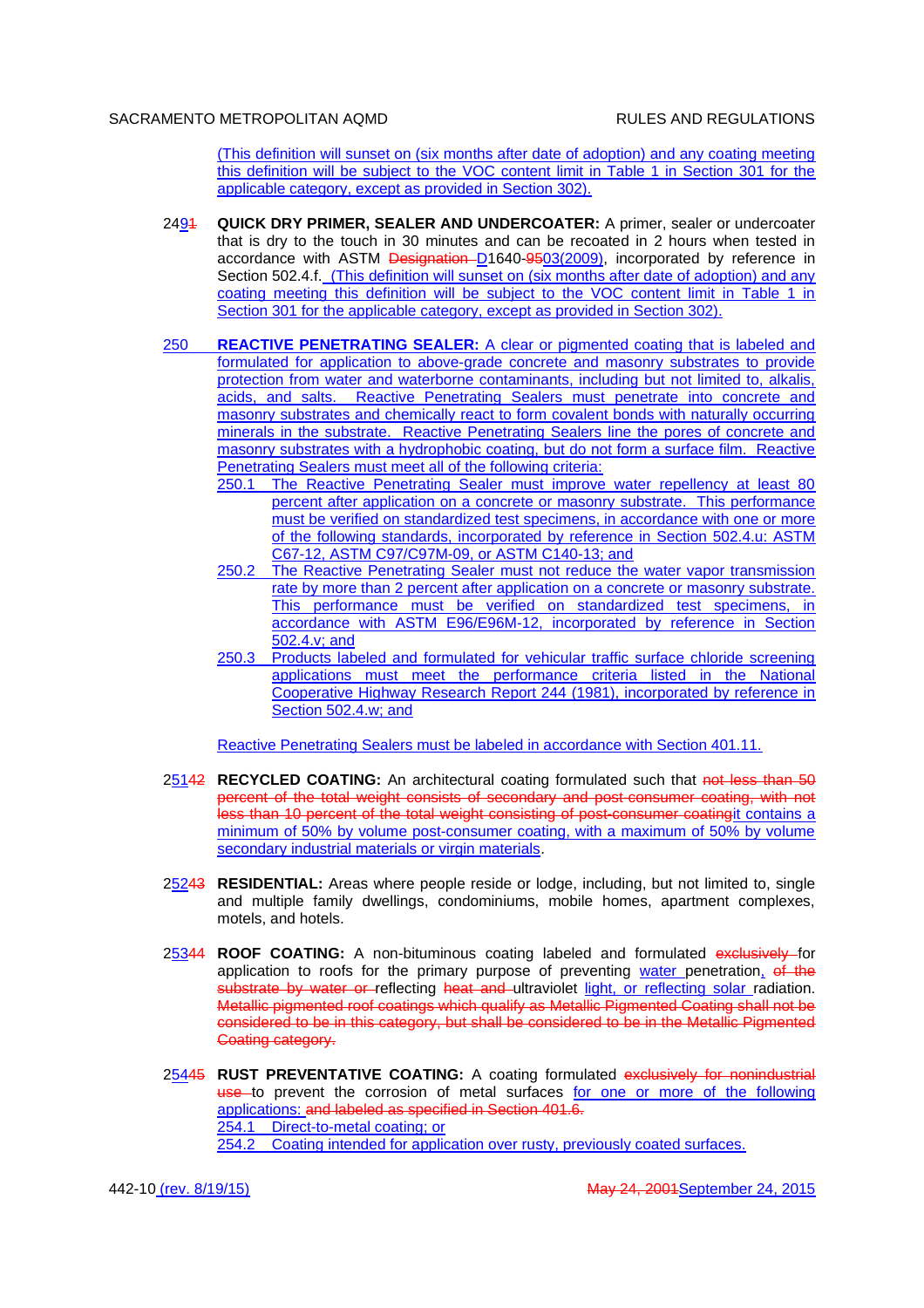(This definition will sunset on (six months after date of adoption) and any coating meeting this definition will be subject to the VOC content limit in Table 1 in Section 301 for the applicable category, except as provided in Section 302).

2491 **QUICK DRY PRIMER, SEALER AND UNDERCOATER:** A primer, sealer or undercoater that is dry to the touch in 30 minutes and can be recoated in 2 hours when tested in accordance with ASTM Designation D1640-9503(2009), incorporated by reference in Section 502.4.f. (This definition will sunset on (six months after date of adoption) and any coating meeting this definition will be subject to the VOC content limit in Table 1 in Section 301 for the applicable category, except as provided in Section 302).

250 **REACTIVE PENETRATING SEALER:** A clear or pigmented coating that is labeled and formulated for application to above-grade concrete and masonry substrates to provide protection from water and waterborne contaminants, including but not limited to, alkalis, acids, and salts. Reactive Penetrating Sealers must penetrate into concrete and masonry substrates and chemically react to form covalent bonds with naturally occurring minerals in the substrate. Reactive Penetrating Sealers line the pores of concrete and masonry substrates with a hydrophobic coating, but do not form a surface film. Reactive Penetrating Sealers must meet all of the following criteria:

- 250.1 The Reactive Penetrating Sealer must improve water repellency at least 80 percent after application on a concrete or masonry substrate. This performance must be verified on standardized test specimens, in accordance with one or more of the following standards, incorporated by reference in Section 502.4.u: ASTM C67-12, ASTM C97/C97M-09, or ASTM C140-13; and
- 250.2 The Reactive Penetrating Sealer must not reduce the water vapor transmission rate by more than 2 percent after application on a concrete or masonry substrate. This performance must be verified on standardized test specimens, in accordance with ASTM E96/E96M-12, incorporated by reference in Section 502.4.v; and
- 250.3 Products labeled and formulated for vehicular traffic surface chloride screening applications must meet the performance criteria listed in the National Cooperative Highway Research Report 244 (1981), incorporated by reference in Section 502.4.w; and

Reactive Penetrating Sealers must be labeled in accordance with Section 401.11.

25142 **RECYCLED COATING:** An architectural coating formulated such that not less than 50 percent of the total weight consists of secondary and post-consumer coating, with not less than 10 percent of the total weight consisting of post-consumer coatingit contains a minimum of 50% by volume post-consumer coating, with a maximum of 50% by volume secondary industrial materials or virgin materials.

25243 **RESIDENTIAL:** Areas where people reside or lodge, including, but not limited to, single and multiple family dwellings, condominiums, mobile homes, apartment complexes, motels, and hotels.

25344 **ROOF COATING:** A non-bituminous coating labeled and formulated exclusively for application to roofs for the primary purpose of preventing water penetration, of the substrate by water or reflecting heat and ultraviolet light, or reflecting solar radiation. Metallic pigmented roof coatings which qualify as Metallic Pigmented Coating shall not be considered to be in this category, but shall be considered to be in the Metallic Pigmented Coating category.

25445 **RUST PREVENTATIVE COATING:** A coating formulated exclusively for nonindustrial use to prevent the corrosion of metal surfaces for one or more of the following applications: and labeled as specified in Section 401.6.

- 254.1 Direct-to-metal coating; or
- 254.2 Coating intended for application over rusty, previously coated surfaces.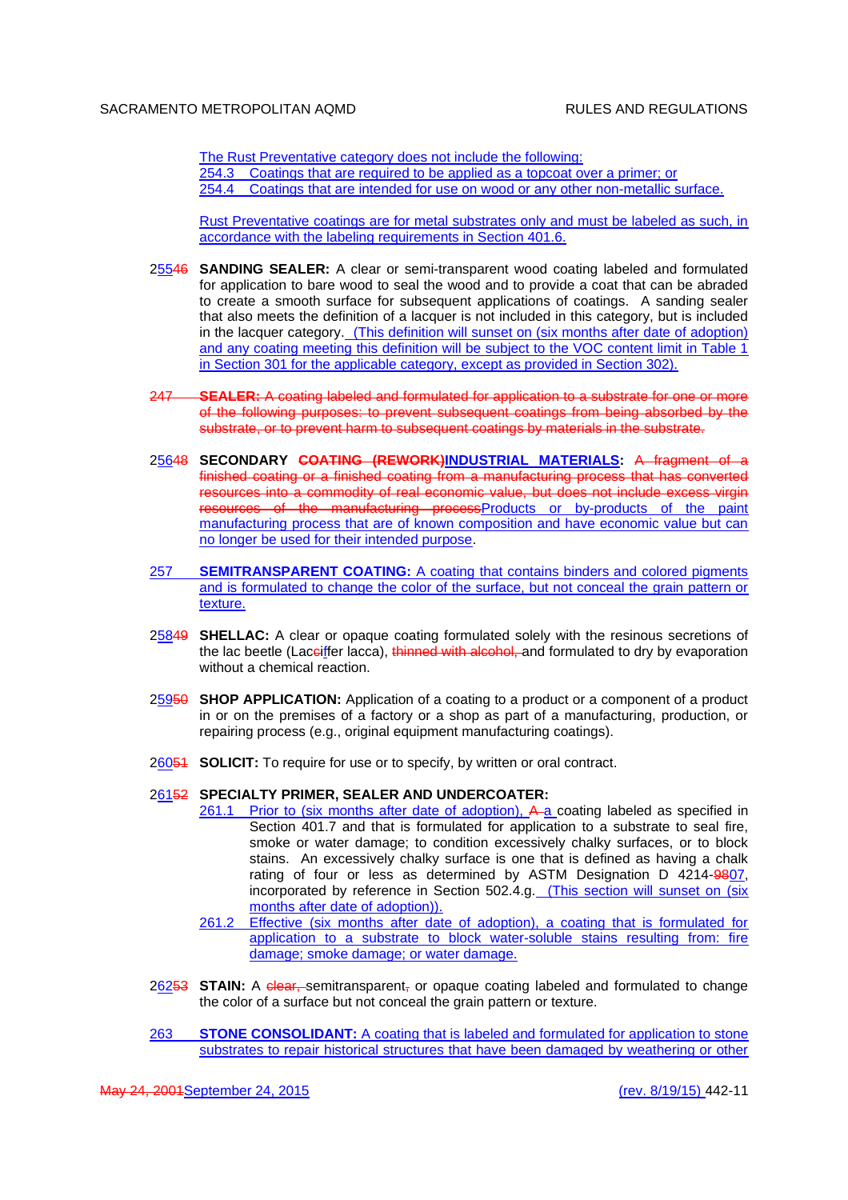The Rust Preventative category does not include the following:

254.3 Coatings that are required to be applied as a topcoat over a primer; or

254.4 Coatings that are intended for use on wood or any other non-metallic surface.

Rust Preventative coatings are for metal substrates only and must be labeled as such, in accordance with the labeling requirements in Section 401.6.

25546 **SANDING SEALER:** A clear or semi-transparent wood coating labeled and formulated for application to bare wood to seal the wood and to provide a coat that can be abraded to create a smooth surface for subsequent applications of coatings. A sanding sealer that also meets the definition of a lacquer is not included in this category, but is included in the lacquer category. (This definition will sunset on (six months after date of adoption) and any coating meeting this definition will be subject to the VOC content limit in Table 1 in Section 301 for the applicable category, except as provided in Section 302).

247 **SEALER:** A coating labeled and formulated for application to a substrate for one or more of the following purposes: to prevent subsequent coatings from being absorbed by the substrate, or to prevent harm to subsequent coatings by materials in the substrate.

25648 **SECONDARY COATING (REWORK)INDUSTRIAL MATERIALS:** A fragment of a finished coating or a finished coating from a manufacturing process that has converted resources into a commodity of real economic value, but does not include excess virgin resources of the manufacturing processProducts or by-products of the paint manufacturing process that are of known composition and have economic value but can no longer be used for their intended purpose.

257 **SEMITRANSPARENT COATING:** A coating that contains binders and colored pigments and is formulated to change the color of the surface, but not conceal the grain pattern or texture.

25849 **SHELLAC:** A clear or opaque coating formulated solely with the resinous secretions of the lac beetle (Laccifer lacca), thinned with alcohol, and formulated to dry by evaporation without a chemical reaction.

25950 **SHOP APPLICATION:** Application of a coating to a product or a component of a product in or on the premises of a factory or a shop as part of a manufacturing, production, or repairing process (e.g., original equipment manufacturing coatings).

26051 **SOLICIT:** To require for use or to specify, by written or oral contract.

26152 **SPECIALTY PRIMER, SEALER AND UNDERCOATER:**

261.1 Prior to (six months after date of adoption), A a coating labeled as specified in Section 401.7 and that is formulated for application to a substrate to seal fire, smoke or water damage; to condition excessively chalky surfaces, or to block stains. An excessively chalky surface is one that is defined as having a chalk rating of four or less as determined by ASTM Designation D 4214-9807, incorporated by reference in Section 502.4.g. (This section will sunset on (six months after date of adoption)).

261.2 Effective (six months after date of adoption), a coating that is formulated for application to a substrate to block water-soluble stains resulting from: fire damage; smoke damage; or water damage.

26253 **STAIN:** A clear, semitransparent, or opaque coating labeled and formulated to change the color of a surface but not conceal the grain pattern or texture.

263 **STONE CONSOLIDANT:** A coating that is labeled and formulated for application to stone substrates to repair historical structures that have been damaged by weathering or other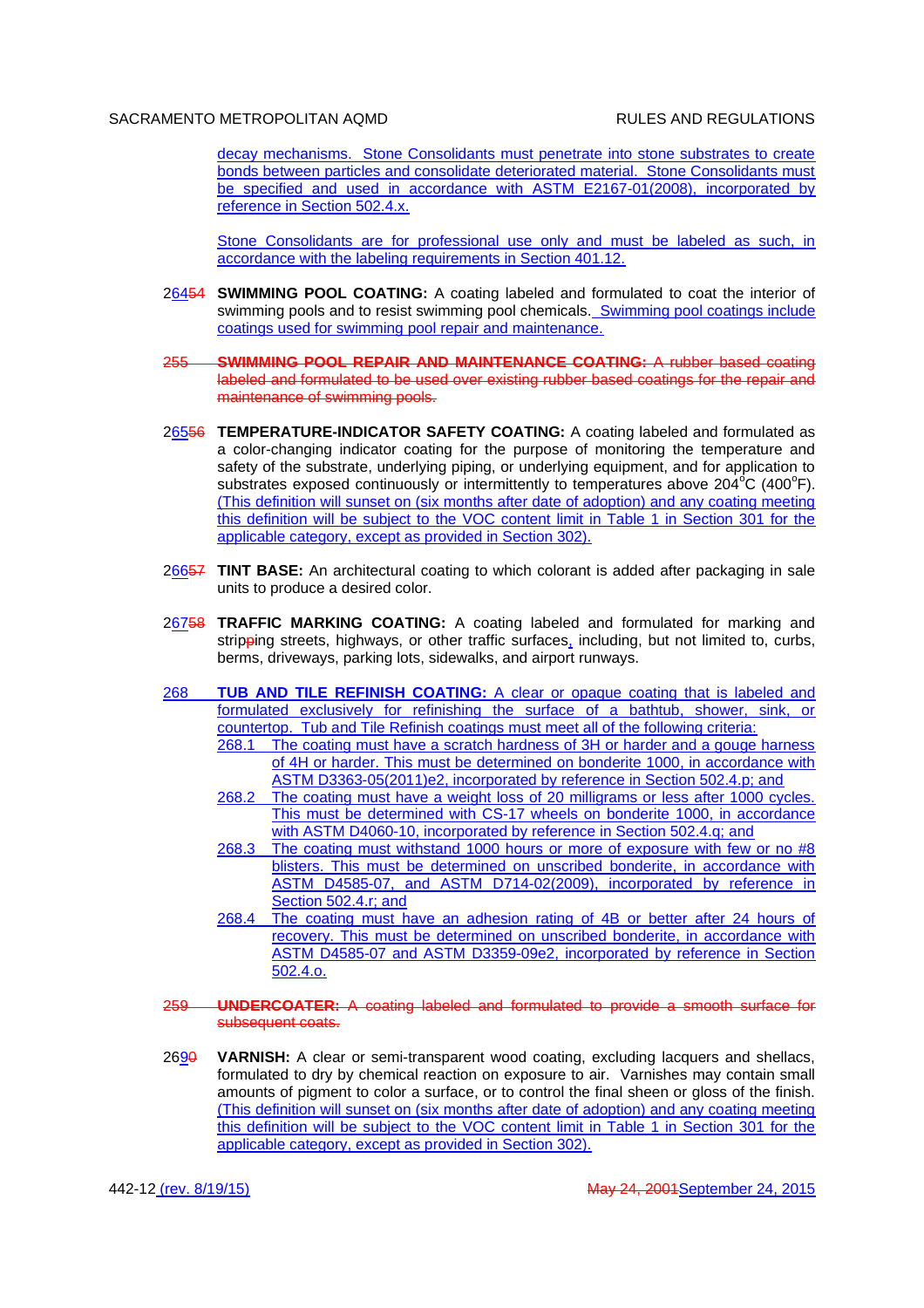decay mechanisms. Stone Consolidants must penetrate into stone substrates to create bonds between particles and consolidate deteriorated material. Stone Consolidants must be specified and used in accordance with ASTM E2167-01(2008), incorporated by reference in Section 502.4.x.

Stone Consolidants are for professional use only and must be labeled as such, in accordance with the labeling requirements in Section 401.12.

26454 **SWIMMING POOL COATING:** A coating labeled and formulated to coat the interior of swimming pools and to resist swimming pool chemicals. Swimming pool coatings include coatings used for swimming pool repair and maintenance.

~~255 **SWIMMING POOL REPAIR AND MAINTENANCE COATING:** A rubber based coating labeled and formulated to be used over existing rubber based coatings for the repair and maintenance of swimming pools.~~

26556 **TEMPERATURE-INDICATOR SAFETY COATING:** A coating labeled and formulated as a color-changing indicator coating for the purpose of monitoring the temperature and safety of the substrate, underlying piping, or underlying equipment, and for application to substrates exposed continuously or intermittently to temperatures above 204°C (400°F). (This definition will sunset on (six months after date of adoption) and any coating meeting this definition will be subject to the VOC content limit in Table 1 in Section 301 for the applicable category, except as provided in Section 302).

26657 **TINT BASE:** An architectural coating to which colorant is added after packaging in sale units to produce a desired color.

26758 **TRAFFIC MARKING COATING:** A coating labeled and formulated for marking and stripping streets, highways, or other traffic surfaces, including, but not limited to, curbs, berms, driveways, parking lots, sidewalks, and airport runways.

268 **TUB AND TILE REFINISH COATING:** A clear or opaque coating that is labeled and formulated exclusively for refinishing the surface of a bathtub, shower, sink, or countertop. Tub and Tile Refinish coatings must meet all of the following criteria:

- 268.1 The coating must have a scratch hardness of 3H or harder and a gouge harness of 4H or harder. This must be determined on bonderite 1000, in accordance with ASTM D3363-05(2011)e2, incorporated by reference in Section 502.4.p; and
- 268.2 The coating must have a weight loss of 20 milligrams or less after 1000 cycles. This must be determined with CS-17 wheels on bonderite 1000, in accordance with ASTM D4060-10, incorporated by reference in Section 502.4.q; and
- 268.3 The coating must withstand 1000 hours or more of exposure with few or no #8 blisters. This must be determined on unscribed bonderite, in accordance with ASTM D4585-07, and ASTM D714-02(2009), incorporated by reference in Section 502.4.r; and
- 268.4 The coating must have an adhesion rating of 4B or better after 24 hours of recovery. This must be determined on unscribed bonderite, in accordance with ASTM D4585-07 and ASTM D3359-09e2, incorporated by reference in Section 502.4.o.

~~259 **UNDERCOATER:** A coating labeled and formulated to provide a smooth surface for subsequent coats.~~

26960 **VARNISH:** A clear or semi-transparent wood coating, excluding lacquers and shellacs, formulated to dry by chemical reaction on exposure to air. Varnishes may contain small amounts of pigment to color a surface, or to control the final sheen or gloss of the finish. (This definition will sunset on (six months after date of adoption) and any coating meeting this definition will be subject to the VOC content limit in Table 1 in Section 301 for the applicable category, except as provided in Section 302).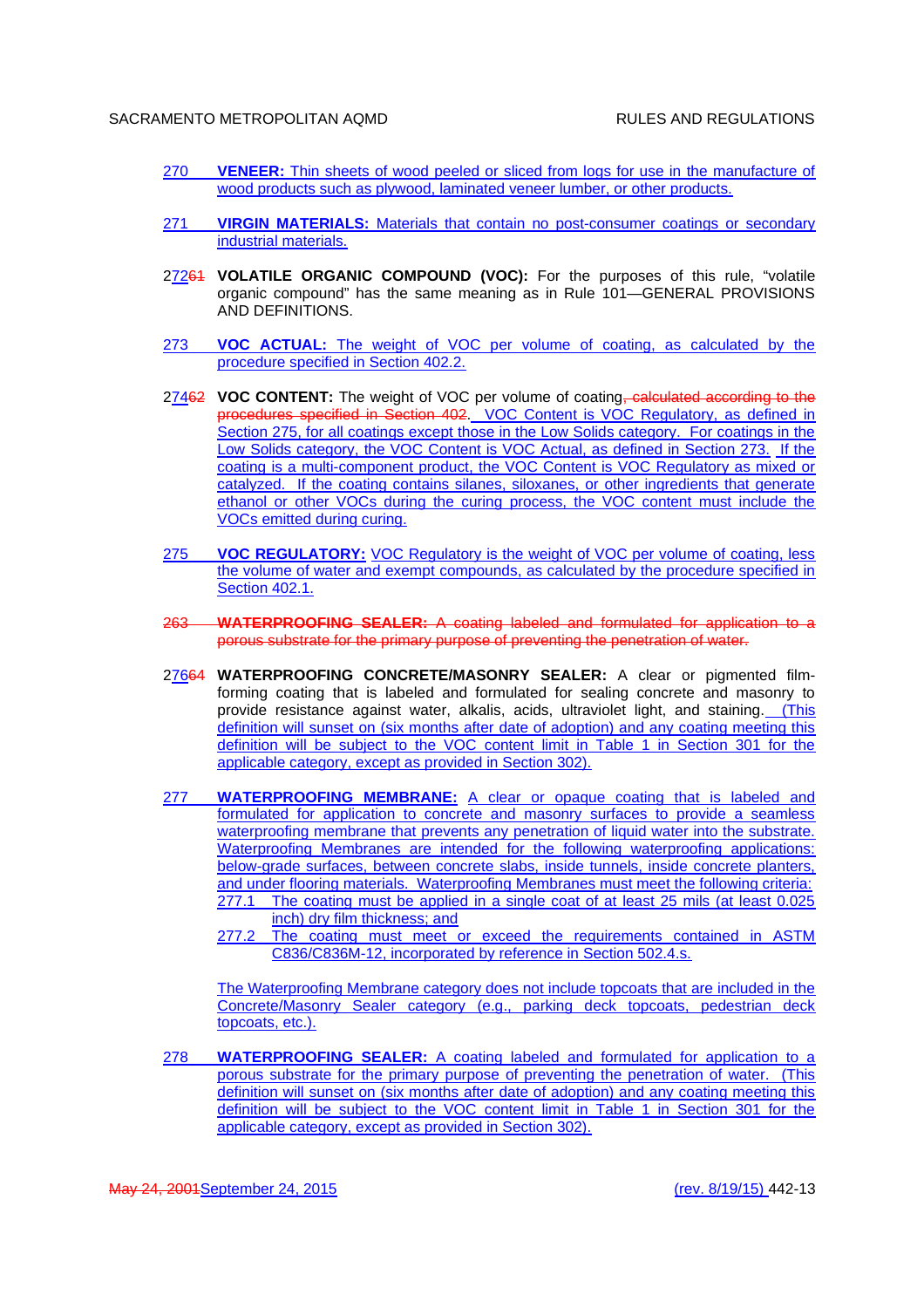270 **VENEER:** Thin sheets of wood peeled or sliced from logs for use in the manufacture of wood products such as plywood, laminated veneer lumber, or other products.

271 **VIRGIN MATERIALS:** Materials that contain no post-consumer coatings or secondary industrial materials.

27261 **VOLATILE ORGANIC COMPOUND (VOC):** For the purposes of this rule, "volatile organic compound" has the same meaning as in Rule 101—GENERAL PROVISIONS AND DEFINITIONS.

273 **VOC ACTUAL:** The weight of VOC per volume of coating, as calculated by the procedure specified in Section 402.2.

27462 **VOC CONTENT:** The weight of VOC per volume of coating~~, calculated according to the procedures specified in Section 402~~. VOC Content is VOC Regulatory, as defined in Section 275, for all coatings except those in the Low Solids category. For coatings in the Low Solids category, the VOC Content is VOC Actual, as defined in Section 273. If the coating is a multi-component product, the VOC Content is VOC Regulatory as mixed or catalyzed. If the coating contains silanes, siloxanes, or other ingredients that generate ethanol or other VOCs during the curing process, the VOC content must include the VOCs emitted during curing.

275 **VOC REGULATORY:** VOC Regulatory is the weight of VOC per volume of coating, less the volume of water and exempt compounds, as calculated by the procedure specified in Section 402.1.

~~263 **WATERPROOFING SEALER:** A coating labeled and formulated for application to a porous substrate for the primary purpose of preventing the penetration of water.~~

27664 **WATERPROOFING CONCRETE/MASONRY SEALER:** A clear or pigmented film-forming coating that is labeled and formulated for sealing concrete and masonry to provide resistance against water, alkalis, acids, ultraviolet light, and staining. (This definition will sunset on (six months after date of adoption) and any coating meeting this definition will be subject to the VOC content limit in Table 1 in Section 301 for the applicable category, except as provided in Section 302).

277 **WATERPROOFING MEMBRANE:** A clear or opaque coating that is labeled and formulated for application to concrete and masonry surfaces to provide a seamless waterproofing membrane that prevents any penetration of liquid water into the substrate. Waterproofing Membranes are intended for the following waterproofing applications: below-grade surfaces, between concrete slabs, inside tunnels, inside concrete planters, and under flooring materials. Waterproofing Membranes must meet the following criteria:

277.1 The coating must be applied in a single coat of at least 25 mils (at least 0.025 inch) dry film thickness; and

277.2 The coating must meet or exceed the requirements contained in ASTM C836/C836M-12, incorporated by reference in Section 502.4.s.

The Waterproofing Membrane category does not include topcoats that are included in the Concrete/Masonry Sealer category (e.g., parking deck topcoats, pedestrian deck topcoats, etc.).

278 **WATERPROOFING SEALER:** A coating labeled and formulated for application to a porous substrate for the primary purpose of preventing the penetration of water. (This definition will sunset on (six months after date of adoption) and any coating meeting this definition will be subject to the VOC content limit in Table 1 in Section 301 for the applicable category, except as provided in Section 302).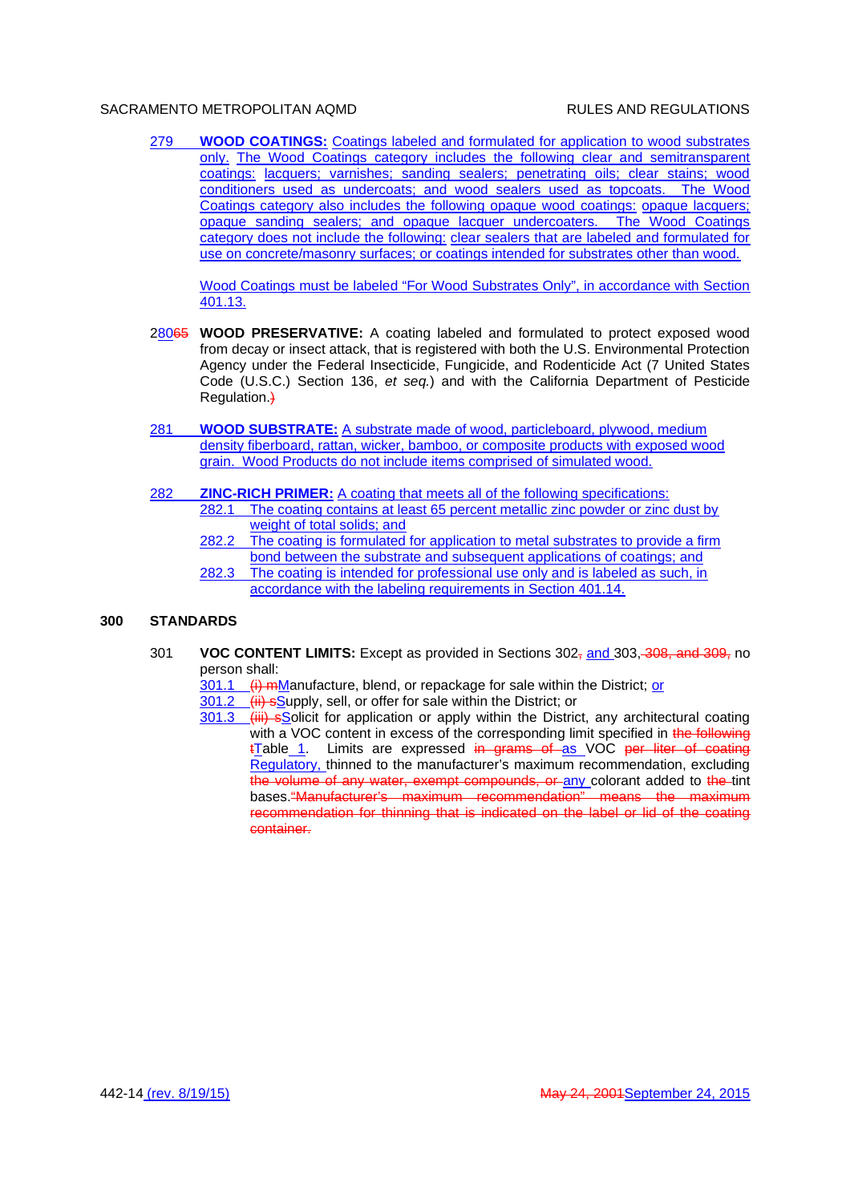279 **WOOD COATINGS:** Coatings labeled and formulated for application to wood substrates only. The Wood Coatings category includes the following clear and semitransparent coatings: lacquers; varnishes; sanding sealers; penetrating oils; clear stains; wood conditioners used as undercoats; and wood sealers used as topcoats. The Wood Coatings category also includes the following opaque wood coatings: opaque lacquers; opaque sanding sealers; and opaque lacquer undercoaters. The Wood Coatings category does not include the following: clear sealers that are labeled and formulated for use on concrete/masonry surfaces; or coatings intended for substrates other than wood.

Wood Coatings must be labeled "For Wood Substrates Only", in accordance with Section 401.13.

28065 **WOOD PRESERVATIVE:** A coating labeled and formulated to protect exposed wood from decay or insect attack, that is registered with both the U.S. Environmental Protection Agency under the Federal Insecticide, Fungicide, and Rodenticide Act (7 United States Code (U.S.C.) Section 136, *et seq.*) and with the California Department of Pesticide Regulation.)

281 **WOOD SUBSTRATE:** A substrate made of wood, particleboard, plywood, medium density fiberboard, rattan, wicker, bamboo, or composite products with exposed wood grain. Wood Products do not include items comprised of simulated wood.

282 **ZINC-RICH PRIMER:** A coating that meets all of the following specifications:

282.1 The coating contains at least 65 percent metallic zinc powder or zinc dust by weight of total solids; and

282.2 The coating is formulated for application to metal substrates to provide a firm bond between the substrate and subsequent applications of coatings; and

282.3 The coating is intended for professional use only and is labeled as such, in accordance with the labeling requirements in Section 401.14.

## 300 STANDARDS

301 **VOC CONTENT LIMITS:** Except as provided in Sections 302, and 303, 308, and 309, no person shall:

301.1 (i) mManufacture, blend, or repackage for sale within the District; or

301.2 (ii) sSupply, sell, or offer for sale within the District; or

301.3 (iii) sSolicit for application or apply within the District, any architectural coating with a VOC content in excess of the corresponding limit specified in the following tTable 1. Limits are expressed in grams of as VOC per liter of coating Regulatory, thinned to the manufacturer's maximum recommendation, excluding the volume of any water, exempt compounds, or any colorant added to the tint bases. "Manufacturer's maximum recommendation" means the maximum recommendation for thinning that is indicated on the label or lid of the coating container.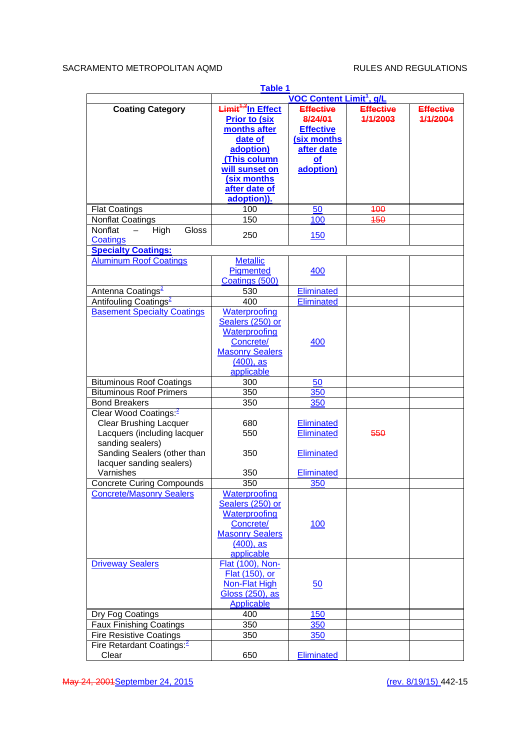**Table 1**

| Coating Category | VOC Content Limit[1], g/L | | | |
|---|---|---|---|---|
| | Limit[1,2] In Effect Prior to (six months after date of adoption) (This column will sunset on (six months after date of adoption)). | Effective 8/24/01 Effective (six months after date of adoption) | Effective 1/1/2003 | Effective 1/1/2004 |
| Flat Coatings | 100 | 50 | 100 | |
| Nonflat Coatings | 150 | 100 | 150 | |
| Nonflat – High Gloss Coatings | 250 | 150 | | |
| **Specialty Coatings:** | | | | |
| Aluminum Roof Coatings | Metallic Pigmented Coatings (500) | 400 | | |
| Antenna Coatings[2] | 530 | Eliminated | | |
| Antifouling Coatings[2] | 400 | Eliminated | | |
| Basement Specialty Coatings | Waterproofing Sealers (250) or Waterproofing Concrete/ Masonry Sealers (400), as applicable | 400 | | |
| Bituminous Roof Coatings | 300 | 50 | | |
| Bituminous Roof Primers | 350 | 350 | | |
| Bond Breakers | 350 | 350 | | |
| Clear Wood Coatings:[2]<br>Clear Brushing Lacquer<br>Lacquers (including lacquer sanding sealers)<br>Sanding Sealers (other than lacquer sanding sealers)<br>Varnishes | <br>680<br>550<br><br>350<br><br>350 | <br>Eliminated<br>Eliminated<br><br>Eliminated<br><br>Eliminated | <br><br>550 | |
| Concrete Curing Compounds | 350 | 350 | | |
| Concrete/Masonry Sealers | Waterproofing Sealers (250) or Waterproofing Concrete/ Masonry Sealers (400), as applicable | 100 | | |
| Driveway Sealers | Flat (100), Non-Flat (150), or Non-Flat High Gloss (250), as Applicable | 50 | | |
| Dry Fog Coatings | 400 | 150 | | |
| Faux Finishing Coatings | 350 | 350 | | |
| Fire Resistive Coatings | 350 | 350 | | |
| Fire Retardant Coatings:[2]<br>Clear | <br>650 | <br>Eliminated | | |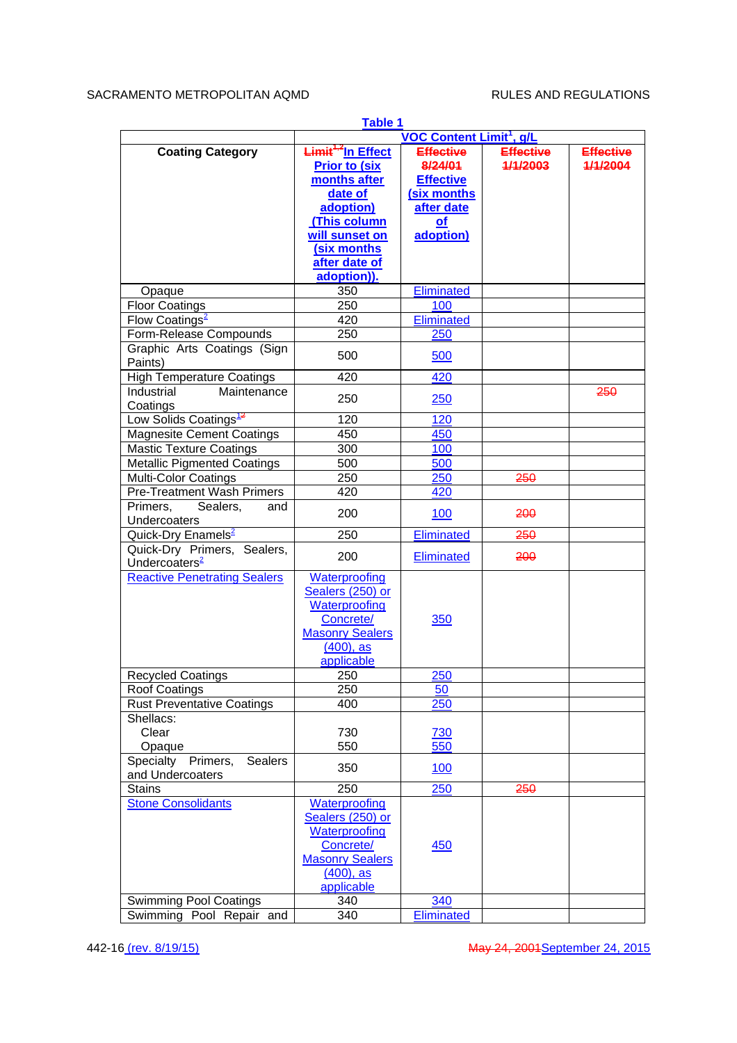**Table 1**

| Coating Category | VOC Content Limit[1], g/L | | | |
|---|---|---|---|---|
| | ~~Limit[1,2]~~ In Effect Prior to (six months after date of adoption) (This column will sunset on (six months after date of adoption)). | ~~Effective 8/24/01~~ Effective (six months after date of adoption) | ~~Effective 1/1/2003~~ | ~~Effective 1/1/2004~~ |
| Opaque | 350 | Eliminated | | |
| Floor Coatings | 250 | 100 | | |
| Flow Coatings[2] | 420 | Eliminated | | |
| Form-Release Compounds | 250 | 250 | | |
| Graphic Arts Coatings (Sign Paints) | 500 | 500 | | |
| High Temperature Coatings | 420 | 420 | | |
| Industrial Maintenance Coatings | 250 | 250 | | ~~250~~ |
| Low Solids Coatings[1~~2~~] | 120 | 120 | | |
| Magnesite Cement Coatings | 450 | 450 | | |
| Mastic Texture Coatings | 300 | 100 | | |
| Metallic Pigmented Coatings | 500 | 500 | | |
| Multi-Color Coatings | 250 | 250 | ~~250~~ | |
| Pre-Treatment Wash Primers | 420 | 420 | | |
| Primers, Sealers, and Undercoaters | 200 | 100 | ~~200~~ | |
| Quick-Dry Enamels[2] | 250 | Eliminated | ~~250~~ | |
| Quick-Dry Primers, Sealers, Undercoaters[2] | 200 | Eliminated | ~~200~~ | |
| Reactive Penetrating Sealers | Waterproofing Sealers (250) or Waterproofing Concrete/ Masonry Sealers (400), as applicable | 350 | | |
| Recycled Coatings | 250 | 250 | | |
| Roof Coatings | 250 | 50 | | |
| Rust Preventative Coatings | 400 | 250 | | |
| Shellacs:<br>Clear<br>Opaque | <br>730<br>550 | <br>730<br>550 | | |
| Specialty Primers, Sealers and Undercoaters | 350 | 100 | | |
| Stains | 250 | 250 | ~~250~~ | |
| Stone Consolidants | Waterproofing Sealers (250) or Waterproofing Concrete/ Masonry Sealers (400), as applicable | 450 | | |
| Swimming Pool Coatings | 340 | 340 | | |
| Swimming Pool Repair and | 340 | Eliminated | | |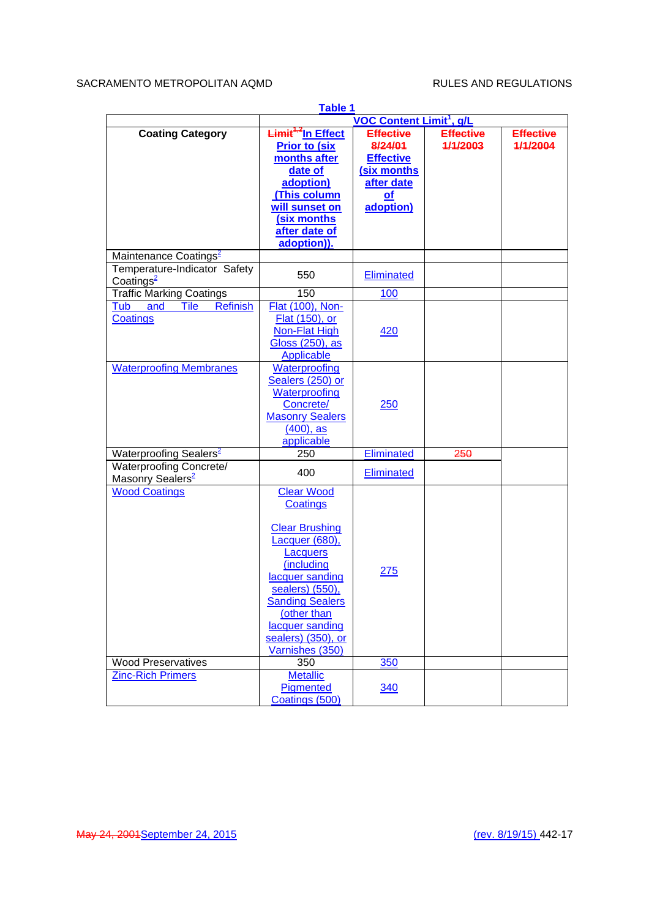**Table 1**

| Coating Category | VOC Content Limit[1], g/L | | | |
|---|---|---|---|---|
| | ~~Limit[1,2]~~In Effect Prior to (six months after date of adoption) (This column will sunset on (six months after date of adoption)). | ~~Effective 8/24/01~~ Effective (six months after date of adoption) | ~~Effective 1/1/2003~~ | ~~Effective 1/1/2004~~ |
| Maintenance Coatings[2] | | | | |
| Temperature-Indicator Safety Coatings[2] | 550 | Eliminated | | |
| Traffic Marking Coatings | 150 | 100 | | |
| Tub and Tile Refinish Coatings | Flat (100), Non-Flat (150), or Non-Flat High Gloss (250), as Applicable | 420 | | |
| Waterproofing Membranes | Waterproofing Sealers (250) or Waterproofing Concrete/ Masonry Sealers (400), as applicable | 250 | | |
| Waterproofing Sealers[2] | 250 | Eliminated | ~~250~~ | |
| Waterproofing Concrete/ Masonry Sealers[2] | 400 | Eliminated | | |
| Wood Coatings | Clear Wood Coatings<br><br>Clear Brushing Lacquer (680), Lacquers (including lacquer sanding sealers) (550), Sanding Sealers (other than lacquer sanding sealers) (350), or Varnishes (350) | 275 | | |
| Wood Preservatives | 350 | 350 | | |
| Zinc-Rich Primers | Metallic Pigmented Coatings (500) | 340 | | |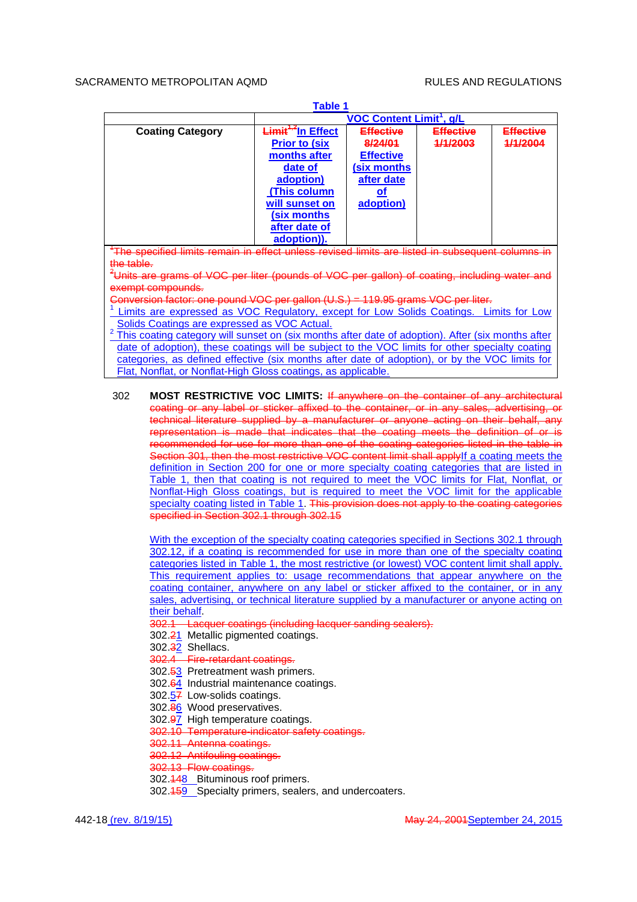**Table 1**

| Coating Category | VOC Content Limit[1], g/L | | | |
|---|---|---|---|---|
| | ~~Limit[1,2]~~ In Effect Prior to (six months after date of adoption) (This column will sunset on (six months after date of adoption)). | ~~Effective 8/24/01~~ Effective (six months after date of adoption) | ~~Effective 1/1/2003~~ | ~~Effective 1/1/2004~~ |

~~[1]The specified limits remain in effect unless revised limits are listed in subsequent columns in the table.~~
~~[2]Units are grams of VOC per liter (pounds of VOC per gallon) of coating, including water and exempt compounds.~~
~~Conversion factor: one pound VOC per gallon (U.S.) = 119.95 grams VOC per liter.~~
[1] Limits are expressed as VOC Regulatory, except for Low Solids Coatings. Limits for Low Solids Coatings are expressed as VOC Actual.
[2] This coating category will sunset on (six months after date of adoption). After (six months after date of adoption), these coatings will be subject to the VOC limits for other specialty coating categories, as defined effective (six months after date of adoption), or by the VOC limits for Flat, Nonflat, or Nonflat-High Gloss coatings, as applicable.

302 **MOST RESTRICTIVE VOC LIMITS:** ~~If anywhere on the container of any architectural coating or any label or sticker affixed to the container, or in any sales, advertising, or technical literature supplied by a manufacturer or anyone acting on their behalf, any representation is made that indicates that the coating meets the definition of or is recommended for use for more than one of the coating categories listed in the table in Section 301, then the most restrictive VOC content limit shall apply~~If a coating meets the definition in Section 200 for one or more specialty coating categories that are listed in Table 1, then that coating is not required to meet the VOC limits for Flat, Nonflat, or Nonflat-High Gloss coatings, but is required to meet the VOC limit for the applicable specialty coating listed in Table 1. ~~This provision does not apply to the coating categories specified in Section 302.1 through 302.15~~

With the exception of the specialty coating categories specified in Sections 302.1 through 302.12, if a coating is recommended for use in more than one of the specialty coating categories listed in Table 1, the most restrictive (or lowest) VOC content limit shall apply. This requirement applies to: usage recommendations that appear anywhere on the coating container, anywhere on any label or sticker affixed to the container, or in any sales, advertising, or technical literature supplied by a manufacturer or anyone acting on their behalf.

~~302.1 Lacquer coatings (including lacquer sanding sealers).~~
302.~~2~~1 Metallic pigmented coatings.
302.~~3~~2 Shellacs.
~~302.4 Fire-retardant coatings.~~
302.~~5~~3 Pretreatment wash primers.
302.~~6~~4 Industrial maintenance coatings.
302.~~7~~5 Low-solids coatings.
302.~~8~~6 Wood preservatives.
302.~~9~~7 High temperature coatings.
~~302.10 Temperature-indicator safety coatings.~~
~~302.11 Antenna coatings.~~
~~302.12 Antifouling coatings.~~
~~302.13 Flow coatings.~~
302.~~14~~8 Bituminous roof primers.
302.~~15~~9 Specialty primers, sealers, and undercoaters.

442-18 (rev. 8/19/15) ~~May 24, 2001~~September 24, 2015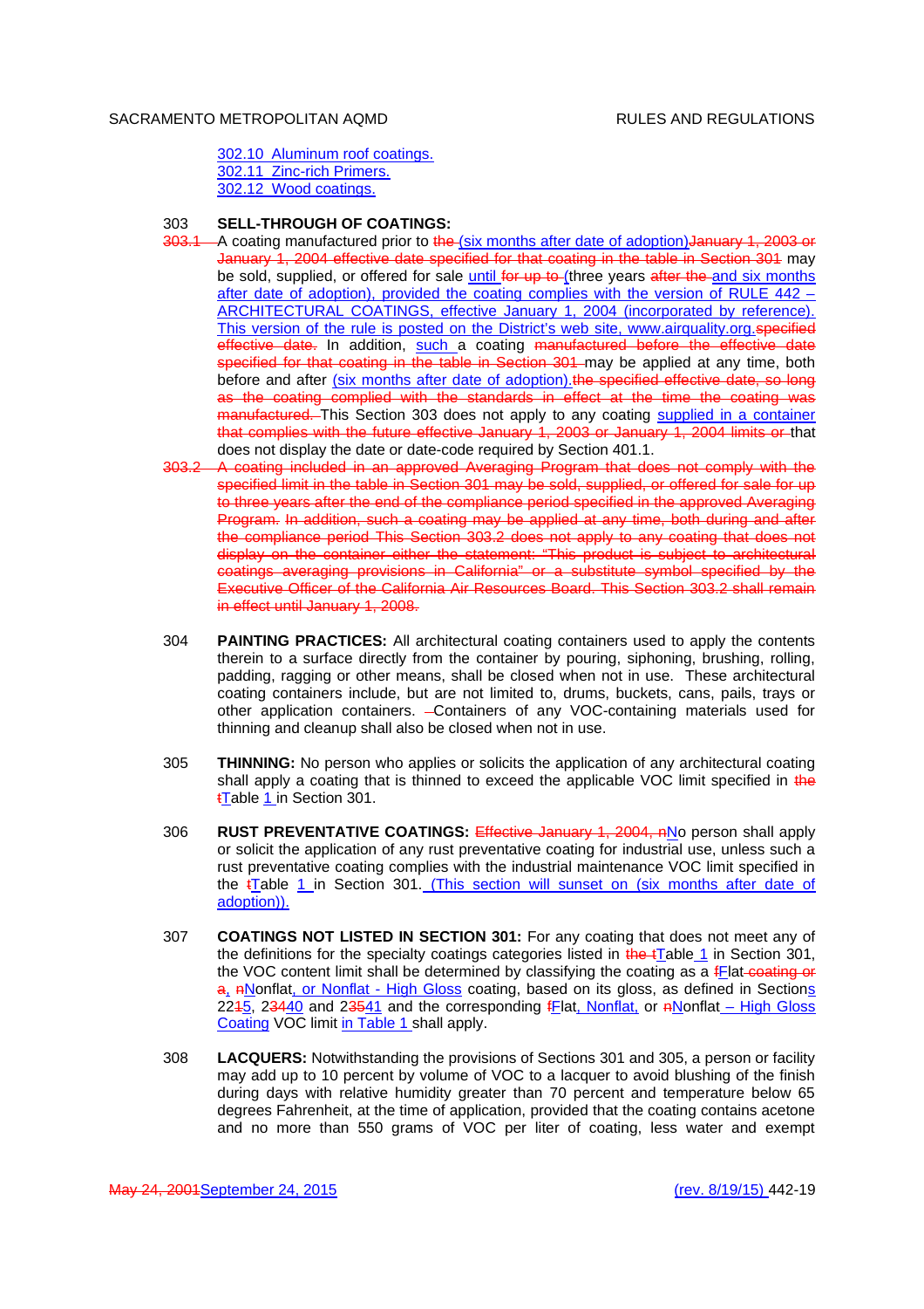302.10 Aluminum roof coatings.
302.11 Zinc-rich Primers.
302.12 Wood coatings.

303 **SELL-THROUGH OF COATINGS:**

~~303.1~~ A coating manufactured prior to ~~the~~ (six months after date of adoption)~~January 1, 2003 or January 1, 2004 effective date specified for that coating in the table in Section 301~~ may be sold, supplied, or offered for sale until ~~for up to~~ (three years ~~after the~~ and six months after date of adoption), provided the coating complies with the version of RULE 442 – ARCHITECTURAL COATINGS, effective January 1, 2004 (incorporated by reference). This version of the rule is posted on the District's web site, www.airquality.org.~~specified effective date.~~ In addition, such a coating ~~manufactured before the effective date specified for that coating in the table in Section 301~~ may be applied at any time, both before and after (six months after date of adoption).~~the specified effective date, so long as the coating complied with the standards in effect at the time the coating was manufactured.~~ This Section 303 does not apply to any coating supplied in a container ~~that complies with the future effective January 1, 2003 or January 1, 2004 limits or~~ that does not display the date or date-code required by Section 401.1.

~~303.2 A coating included in an approved Averaging Program that does not comply with the specified limit in the table in Section 301 may be sold, supplied, or offered for sale for up to three years after the end of the compliance period specified in the approved Averaging Program. In addition, such a coating may be applied at any time, both during and after the compliance period This Section 303.2 does not apply to any coating that does not display on the container either the statement: "This product is subject to architectural coatings averaging provisions in California" or a substitute symbol specified by the Executive Officer of the California Air Resources Board. This Section 303.2 shall remain in effect until January 1, 2008.~~

304 **PAINTING PRACTICES:** All architectural coating containers used to apply the contents therein to a surface directly from the container by pouring, siphoning, brushing, rolling, padding, ragging or other means, shall be closed when not in use. These architectural coating containers include, but are not limited to, drums, buckets, cans, pails, trays or other application containers. Containers of any VOC-containing materials used for thinning and cleanup shall also be closed when not in use.

305 **THINNING:** No person who applies or solicits the application of any architectural coating shall apply a coating that is thinned to exceed the applicable VOC limit specified in ~~the~~ ~~t~~Table 1 in Section 301.

306 **RUST PREVENTATIVE COATINGS:** ~~Effective January 1, 2004, n~~No person shall apply or solicit the application of any rust preventative coating for industrial use, unless such a rust preventative coating complies with the industrial maintenance VOC limit specified in the ~~t~~Table 1 in Section 301. (This section will sunset on (six months after date of adoption)).

307 **COATINGS NOT LISTED IN SECTION 301:** For any coating that does not meet any of the definitions for the specialty coatings categories listed in ~~the t~~Table 1 in Section 301, the VOC content limit shall be determined by classifying the coating as a ~~f~~Flat~~ coating or a~~, ~~n~~Nonflat, or Nonflat - High Gloss coating, based on its gloss, as defined in Sections 22~~1~~5, 2~~34~~40 and 2~~35~~41 and the corresponding ~~f~~Flat, Nonflat, or ~~n~~Nonflat – High Gloss Coating VOC limit in Table 1 shall apply.

308 **LACQUERS:** Notwithstanding the provisions of Sections 301 and 305, a person or facility may add up to 10 percent by volume of VOC to a lacquer to avoid blushing of the finish during days with relative humidity greater than 70 percent and temperature below 65 degrees Fahrenheit, at the time of application, provided that the coating contains acetone and no more than 550 grams of VOC per liter of coating, less water and exempt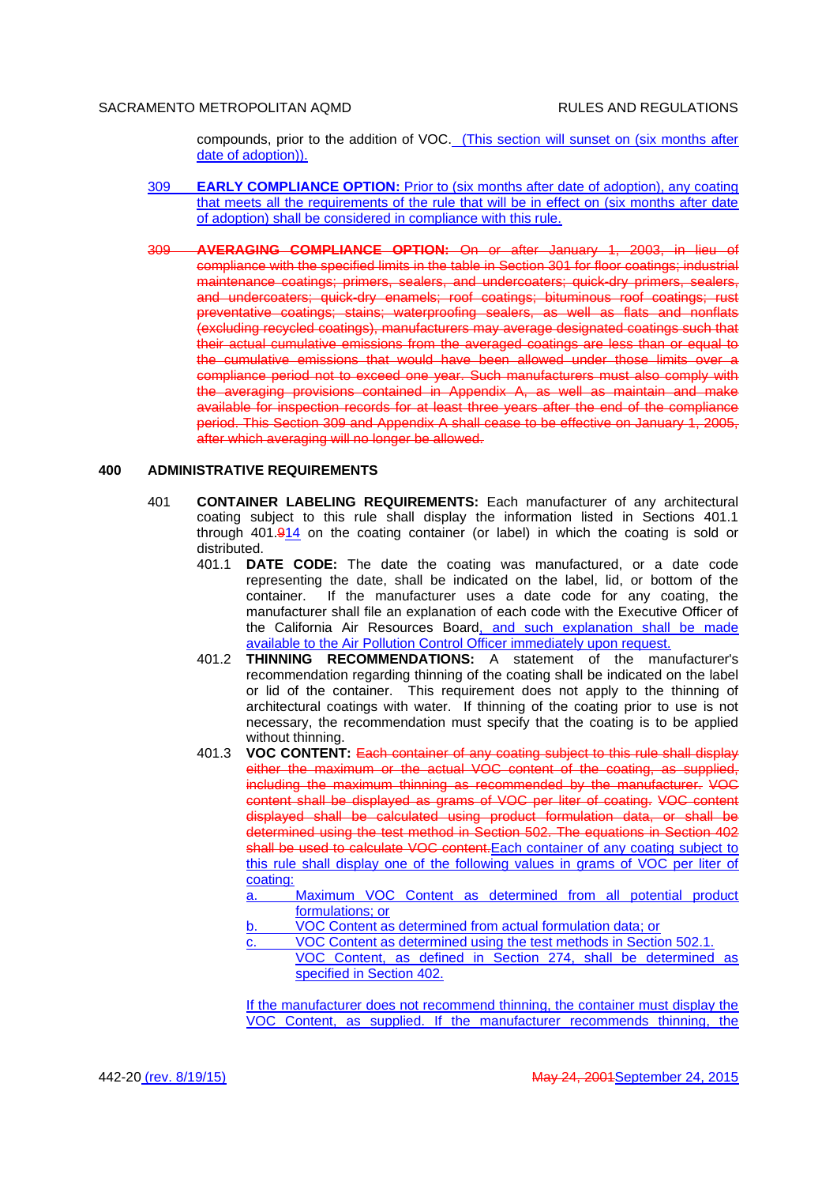compounds, prior to the addition of VOC. (This section will sunset on (six months after date of adoption)).

309 **EARLY COMPLIANCE OPTION:** Prior to (six months after date of adoption), any coating that meets all the requirements of the rule that will be in effect on (six months after date of adoption) shall be considered in compliance with this rule.

~~309 **AVERAGING COMPLIANCE OPTION:** On or after January 1, 2003, in lieu of compliance with the specified limits in the table in Section 301 for floor coatings; industrial maintenance coatings; primers, sealers, and undercoaters; quick-dry primers, sealers, and undercoaters; quick-dry enamels; roof coatings; bituminous roof coatings; rust preventative coatings; stains; waterproofing sealers, as well as flats and nonflats (excluding recycled coatings), manufacturers may average designated coatings such that their actual cumulative emissions from the averaged coatings are less than or equal to the cumulative emissions that would have been allowed under those limits over a compliance period not to exceed one year. Such manufacturers must also comply with the averaging provisions contained in Appendix A, as well as maintain and make available for inspection records for at least three years after the end of the compliance period. This Section 309 and Appendix A shall cease to be effective on January 1, 2005, after which averaging will no longer be allowed.~~

## 400 ADMINISTRATIVE REQUIREMENTS

401 **CONTAINER LABELING REQUIREMENTS:** Each manufacturer of any architectural coating subject to this rule shall display the information listed in Sections 401.1 through 401.~~9~~14 on the coating container (or label) in which the coating is sold or distributed.

401.1 **DATE CODE:** The date the coating was manufactured, or a date code representing the date, shall be indicated on the label, lid, or bottom of the container. If the manufacturer uses a date code for any coating, the manufacturer shall file an explanation of each code with the Executive Officer of the California Air Resources Board, and such explanation shall be made available to the Air Pollution Control Officer immediately upon request.

401.2 **THINNING RECOMMENDATIONS:** A statement of the manufacturer's recommendation regarding thinning of the coating shall be indicated on the label or lid of the container. This requirement does not apply to the thinning of architectural coatings with water. If thinning of the coating prior to use is not necessary, the recommendation must specify that the coating is to be applied without thinning.

401.3 **VOC CONTENT:** ~~Each container of any coating subject to this rule shall display either the maximum or the actual VOC content of the coating, as supplied, including the maximum thinning as recommended by the manufacturer. VOC content shall be displayed as grams of VOC per liter of coating. VOC content displayed shall be calculated using product formulation data, or shall be determined using the test method in Section 502. The equations in Section 402 shall be used to calculate VOC content.~~Each container of any coating subject to this rule shall display one of the following values in grams of VOC per liter of coating:

a. Maximum VOC Content as determined from all potential product formulations; or

b. VOC Content as determined from actual formulation data; or

c. VOC Content as determined using the test methods in Section 502.1.

VOC Content, as defined in Section 274, shall be determined as specified in Section 402.

If the manufacturer does not recommend thinning, the container must display the VOC Content, as supplied. If the manufacturer recommends thinning, the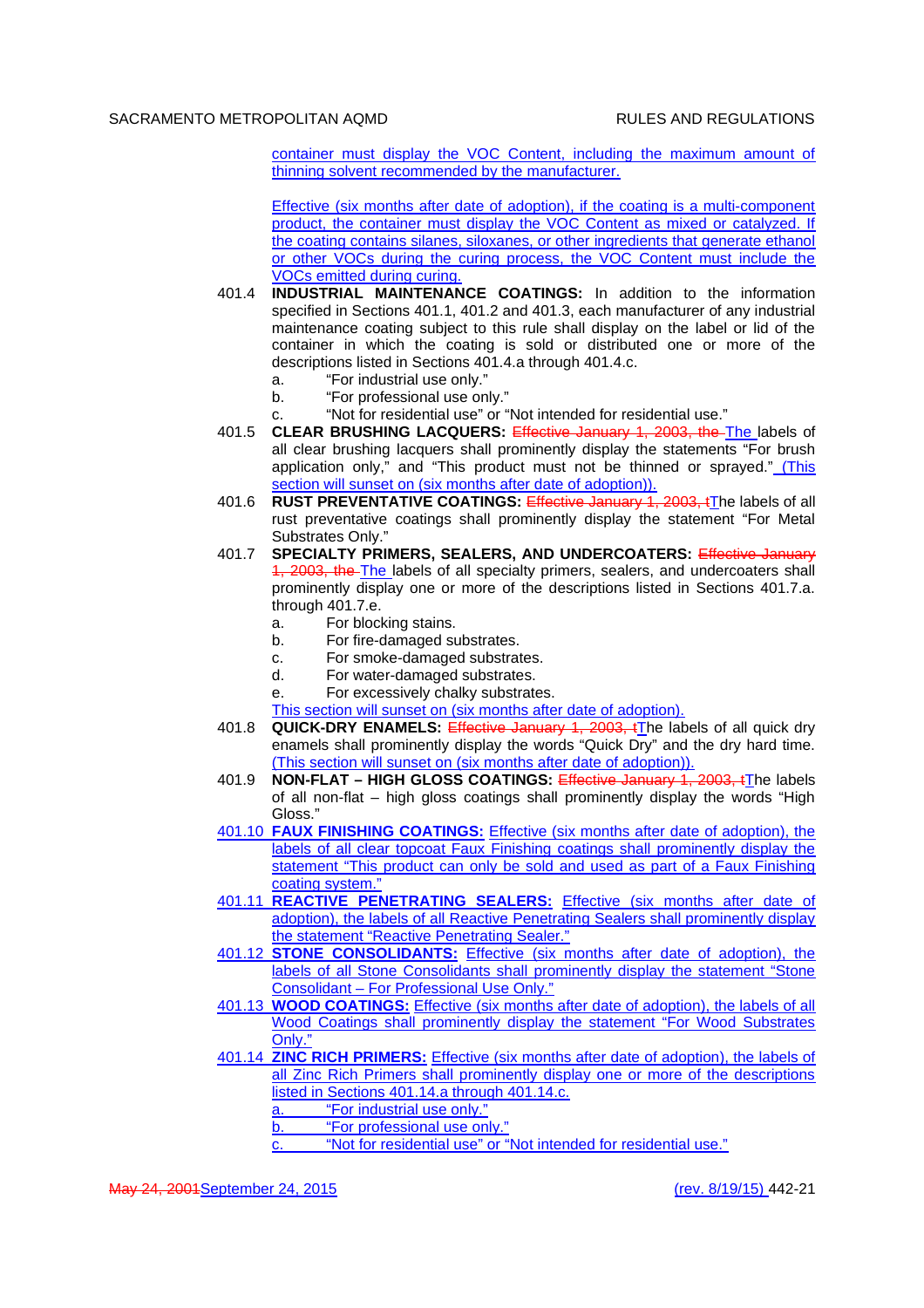container must display the VOC Content, including the maximum amount of thinning solvent recommended by the manufacturer.

Effective (six months after date of adoption), if the coating is a multi-component product, the container must display the VOC Content as mixed or catalyzed. If the coating contains silanes, siloxanes, or other ingredients that generate ethanol or other VOCs during the curing process, the VOC Content must include the VOCs emitted during curing.

401.4 **INDUSTRIAL MAINTENANCE COATINGS:** In addition to the information specified in Sections 401.1, 401.2 and 401.3, each manufacturer of any industrial maintenance coating subject to this rule shall display on the label or lid of the container in which the coating is sold or distributed one or more of the descriptions listed in Sections 401.4.a through 401.4.c.

a. "For industrial use only."
b. "For professional use only."
c. "Not for residential use" or "Not intended for residential use."

401.5 **CLEAR BRUSHING LACQUERS:** ~~Effective January 1, 2003, the~~ The labels of all clear brushing lacquers shall prominently display the statements "For brush application only," and "This product must not be thinned or sprayed." (This section will sunset on (six months after date of adoption)).

401.6 **RUST PREVENTATIVE COATINGS:** ~~Effective January 1, 2003, t~~The labels of all rust preventative coatings shall prominently display the statement "For Metal Substrates Only."

401.7 **SPECIALTY PRIMERS, SEALERS, AND UNDERCOATERS:** ~~Effective January 1, 2003, the~~ The labels of all specialty primers, sealers, and undercoaters shall prominently display one or more of the descriptions listed in Sections 401.7.a. through 401.7.e.

a. For blocking stains.
b. For fire-damaged substrates.
c. For smoke-damaged substrates.
d. For water-damaged substrates.
e. For excessively chalky substrates.

This section will sunset on (six months after date of adoption).

401.8 **QUICK-DRY ENAMELS:** ~~Effective January 1, 2003, t~~The labels of all quick dry enamels shall prominently display the words "Quick Dry" and the dry hard time. (This section will sunset on (six months after date of adoption)).

401.9 **NON-FLAT – HIGH GLOSS COATINGS:** ~~Effective January 1, 2003, t~~The labels of all non-flat – high gloss coatings shall prominently display the words "High Gloss."

401.10 **FAUX FINISHING COATINGS:** Effective (six months after date of adoption), the labels of all clear topcoat Faux Finishing coatings shall prominently display the statement "This product can only be sold and used as part of a Faux Finishing coating system."

401.11 **REACTIVE PENETRATING SEALERS:** Effective (six months after date of adoption), the labels of all Reactive Penetrating Sealers shall prominently display the statement "Reactive Penetrating Sealer."

401.12 **STONE CONSOLIDANTS:** Effective (six months after date of adoption), the labels of all Stone Consolidants shall prominently display the statement "Stone Consolidant – For Professional Use Only."

401.13 **WOOD COATINGS:** Effective (six months after date of adoption), the labels of all Wood Coatings shall prominently display the statement "For Wood Substrates Only."

401.14 **ZINC RICH PRIMERS:** Effective (six months after date of adoption), the labels of all Zinc Rich Primers shall prominently display one or more of the descriptions listed in Sections 401.14.a through 401.14.c.

a. "For industrial use only."
b. "For professional use only."
c. "Not for residential use" or "Not intended for residential use."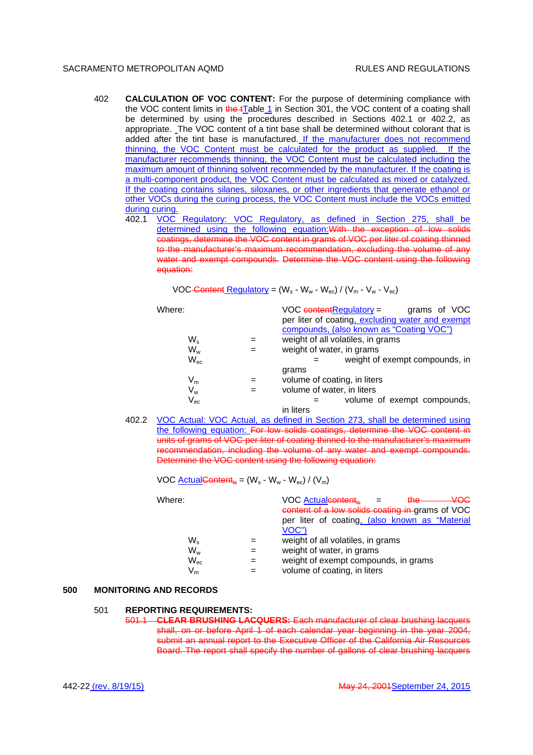402 **CALCULATION OF VOC CONTENT:** For the purpose of determining compliance with the VOC content limits in ~~the t~~Table 1 in Section 301, the VOC content of a coating shall be determined by using the procedures described in Sections 402.1 or 402.2, as appropriate. The VOC content of a tint base shall be determined without colorant that is added after the tint base is manufactured. If the manufacturer does not recommend thinning, the VOC Content must be calculated for the product as supplied. If the manufacturer recommends thinning, the VOC Content must be calculated including the maximum amount of thinning solvent recommended by the manufacturer. If the coating is a multi-component product, the VOC Content must be calculated as mixed or catalyzed. If the coating contains silanes, siloxanes, or other ingredients that generate ethanol or other VOCs during the curing process, the VOC Content must include the VOCs emitted during curing.

402.1 VOC Regulatory: VOC Regulatory, as defined in Section 275, shall be determined using the following equation:~~With the exception of low solids coatings, determine the VOC content in grams of VOC per liter of coating thinned to the manufacturer's maximum recommendation, excluding the volume of any water and exempt compounds. Determine the VOC content using the following equation:~~

$$\text{VOC Regulatory} = (W_s - W_w - W_{ec}) / (V_m - V_w - V_{ec})$$

Where: VOC ~~content~~Regulatory = grams of VOC per liter of coating, excluding water and exempt compounds, (also known as "Coating VOC")

$W_s$ = weight of all volatiles, in grams

$W_w$ = weight of water, in grams

$W_{ec}$ = weight of exempt compounds, in grams

$V_m$ = volume of coating, in liters

$V_w$ = volume of water, in liters

$V_{ec}$ = volume of exempt compounds, in liters

402.2 VOC Actual: VOC Actual, as defined in Section 273, shall be determined using the following equation: ~~For low solids coatings, determine the VOC content in units of grams of VOC per liter of coating thinned to the manufacturer's maximum recommendation, including the volume of any water and exempt compounds. Determine the VOC content using the following equation:~~

$$\text{VOC Actual} = (W_s - W_w - W_{ec}) / (V_m)$$

Where: VOC Actual~~content~~~~ls~~ = ~~the VOC content of a low solids coating in~~ grams of VOC per liter of coating, (also known as "Material VOC")

$W_s$ = weight of all volatiles, in grams

$W_w$ = weight of water, in grams

$W_{ec}$ = weight of exempt compounds, in grams

$V_m$ = volume of coating, in liters

## 500 MONITORING AND RECORDS

### 501 REPORTING REQUIREMENTS:

~~501.1 **CLEAR BRUSHING LACQUERS:** Each manufacturer of clear brushing lacquers shall, on or before April 1 of each calendar year beginning in the year 2004, submit an annual report to the Executive Officer of the California Air Resources Board. The report shall specify the number of gallons of clear brushing lacquers~~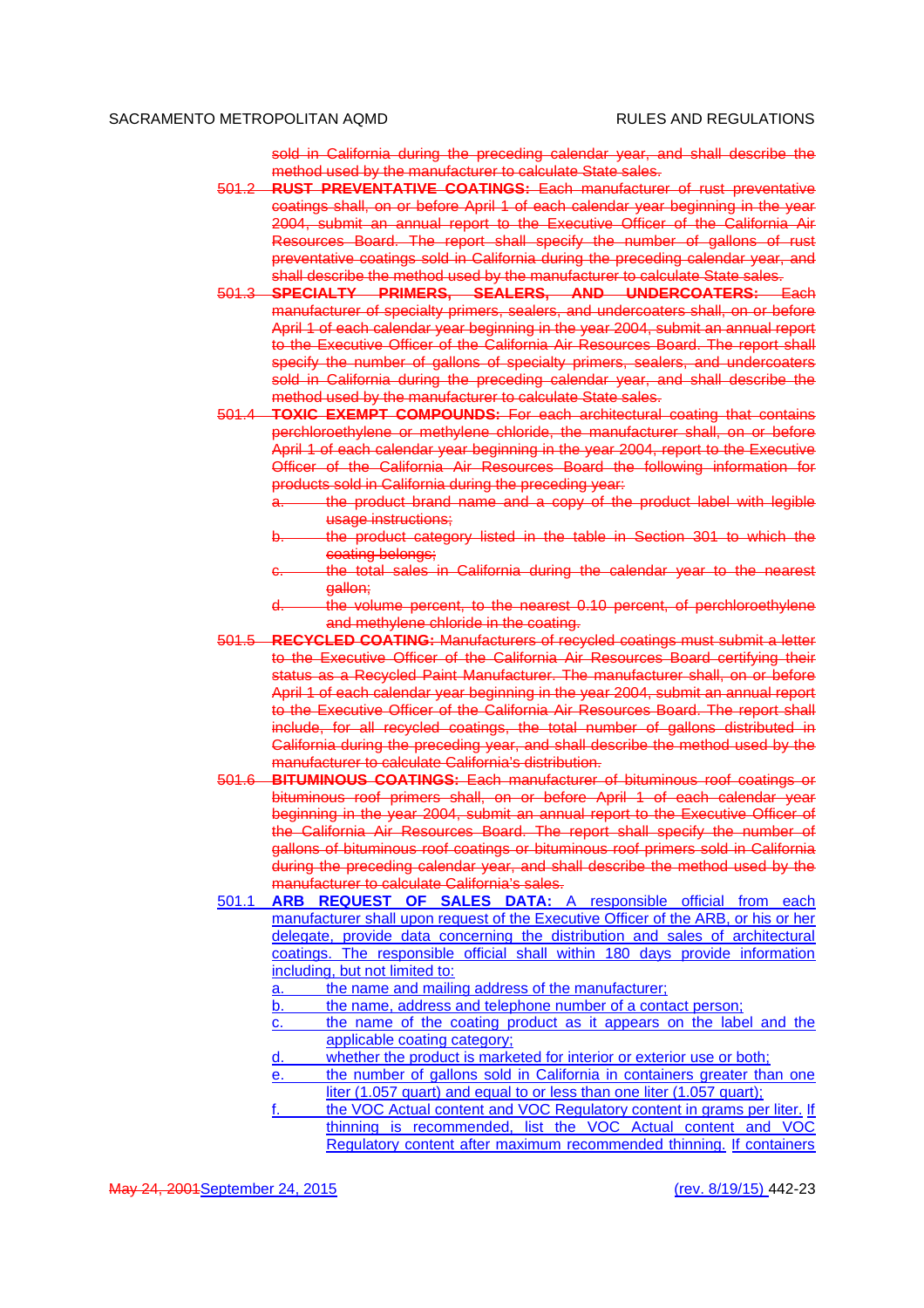sold in California during the preceding calendar year, and shall describe the method used by the manufacturer to calculate State sales.

~~501.2 **RUST PREVENTATIVE COATINGS:** Each manufacturer of rust preventative coatings shall, on or before April 1 of each calendar year beginning in the year 2004, submit an annual report to the Executive Officer of the California Air Resources Board. The report shall specify the number of gallons of rust preventative coatings sold in California during the preceding calendar year, and shall describe the method used by the manufacturer to calculate State sales.~~

~~501.3 **SPECIALTY PRIMERS, SEALERS, AND UNDERCOATERS:** Each manufacturer of specialty primers, sealers, and undercoaters shall, on or before April 1 of each calendar year beginning in the year 2004, submit an annual report to the Executive Officer of the California Air Resources Board. The report shall specify the number of gallons of specialty primers, sealers, and undercoaters sold in California during the preceding calendar year, and shall describe the method used by the manufacturer to calculate State sales.~~

~~501.4 **TOXIC EXEMPT COMPOUNDS:** For each architectural coating that contains perchloroethylene or methylene chloride, the manufacturer shall, on or before April 1 of each calendar year beginning in the year 2004, report to the Executive Officer of the California Air Resources Board the following information for products sold in California during the preceding year:~~

~~a. the product brand name and a copy of the product label with legible usage instructions;~~

~~b. the product category listed in the table in Section 301 to which the coating belongs;~~

~~c. the total sales in California during the calendar year to the nearest gallon;~~

~~d. the volume percent, to the nearest 0.10 percent, of perchloroethylene and methylene chloride in the coating.~~

~~501.5 **RECYCLED COATING:** Manufacturers of recycled coatings must submit a letter to the Executive Officer of the California Air Resources Board certifying their status as a Recycled Paint Manufacturer. The manufacturer shall, on or before April 1 of each calendar year beginning in the year 2004, submit an annual report to the Executive Officer of the California Air Resources Board. The report shall include, for all recycled coatings, the total number of gallons distributed in California during the preceding year, and shall describe the method used by the manufacturer to calculate California's distribution.~~

~~501.6 **BITUMINOUS COATINGS:** Each manufacturer of bituminous roof coatings or bituminous roof primers shall, on or before April 1 of each calendar year beginning in the year 2004, submit an annual report to the Executive Officer of the California Air Resources Board. The report shall specify the number of gallons of bituminous roof coatings or bituminous roof primers sold in California during the preceding calendar year, and shall describe the method used by the manufacturer to calculate California's sales.~~

501.1 **ARB REQUEST OF SALES DATA:** A responsible official from each manufacturer shall upon request of the Executive Officer of the ARB, or his or her delegate, provide data concerning the distribution and sales of architectural coatings. The responsible official shall within 180 days provide information including, but not limited to:

a. the name and mailing address of the manufacturer;

b. the name, address and telephone number of a contact person;

c. the name of the coating product as it appears on the label and the applicable coating category;

d. whether the product is marketed for interior or exterior use or both;

e. the number of gallons sold in California in containers greater than one liter (1.057 quart) and equal to or less than one liter (1.057 quart);

f. the VOC Actual content and VOC Regulatory content in grams per liter. If thinning is recommended, list the VOC Actual content and VOC Regulatory content after maximum recommended thinning. If containers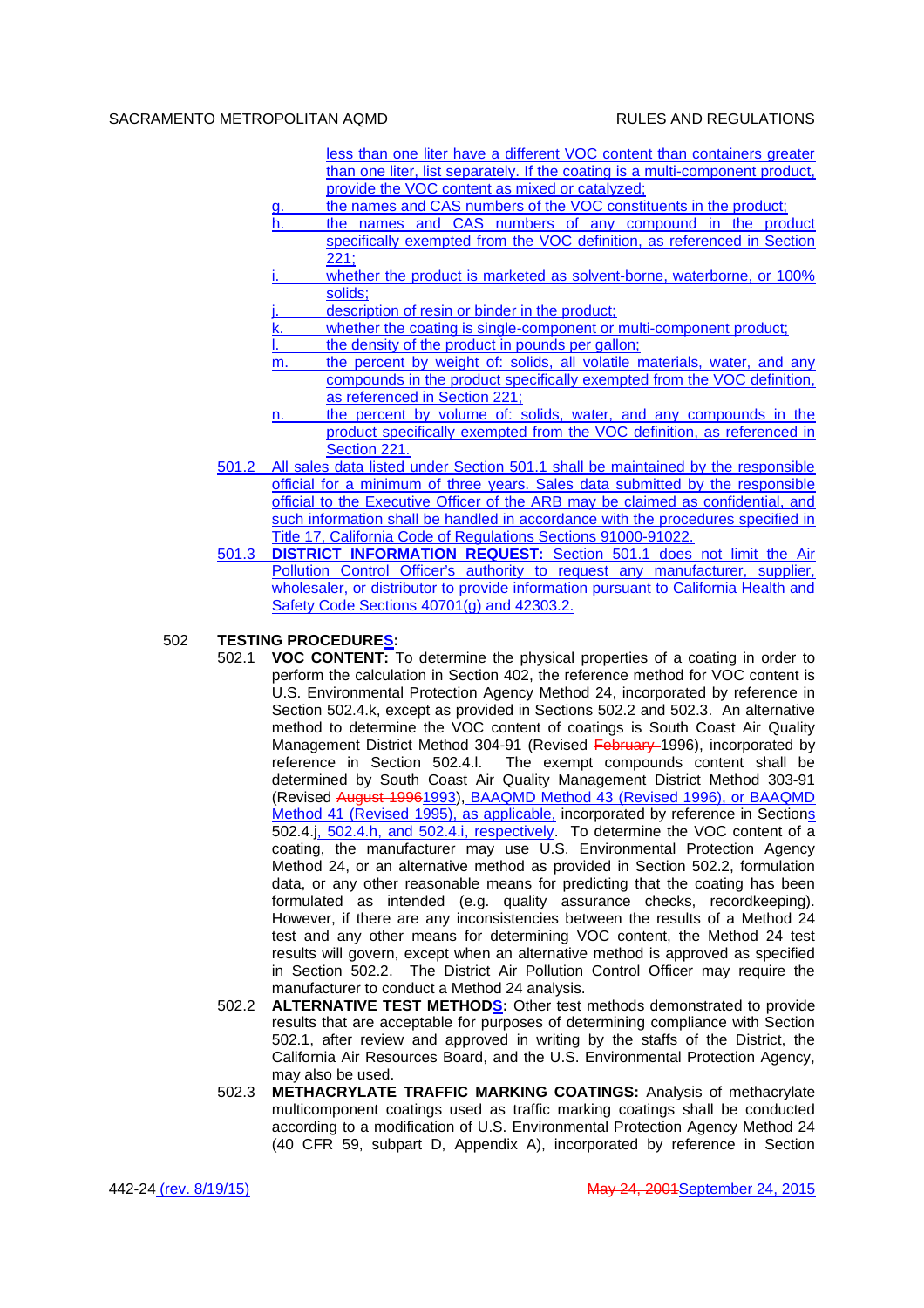less than one liter have a different VOC content than containers greater than one liter, list separately. If the coating is a multi-component product, provide the VOC content as mixed or catalyzed;

g. the names and CAS numbers of the VOC constituents in the product;

h. the names and CAS numbers of any compound in the product specifically exempted from the VOC definition, as referenced in Section 221;

i. whether the product is marketed as solvent-borne, waterborne, or 100% solids;

j. description of resin or binder in the product;

k. whether the coating is single-component or multi-component product;

l. the density of the product in pounds per gallon;

m. the percent by weight of: solids, all volatile materials, water, and any compounds in the product specifically exempted from the VOC definition, as referenced in Section 221;

n. the percent by volume of: solids, water, and any compounds in the product specifically exempted from the VOC definition, as referenced in Section 221.

501.2 All sales data listed under Section 501.1 shall be maintained by the responsible official for a minimum of three years. Sales data submitted by the responsible official to the Executive Officer of the ARB may be claimed as confidential, and such information shall be handled in accordance with the procedures specified in Title 17, California Code of Regulations Sections 91000-91022.

501.3 **DISTRICT INFORMATION REQUEST:** Section 501.1 does not limit the Air Pollution Control Officer's authority to request any manufacturer, supplier, wholesaler, or distributor to provide information pursuant to California Health and Safety Code Sections 40701(g) and 42303.2.

502 **TESTING PROCEDURES:**

502.1 **VOC CONTENT:** To determine the physical properties of a coating in order to perform the calculation in Section 402, the reference method for VOC content is U.S. Environmental Protection Agency Method 24, incorporated by reference in Section 502.4.k, except as provided in Sections 502.2 and 502.3. An alternative method to determine the VOC content of coatings is South Coast Air Quality Management District Method 304-91 (Revised ~~February~~ 1996), incorporated by reference in Section 502.4.l. The exempt compounds content shall be determined by South Coast Air Quality Management District Method 303-91 (Revised ~~August 1996~~1993), BAAQMD Method 43 (Revised 1996), or BAAQMD Method 41 (Revised 1995), as applicable, incorporated by reference in Sections 502.4.j, 502.4.h, and 502.4.i, respectively. To determine the VOC content of a coating, the manufacturer may use U.S. Environmental Protection Agency Method 24, or an alternative method as provided in Section 502.2, formulation data, or any other reasonable means for predicting that the coating has been formulated as intended (e.g. quality assurance checks, recordkeeping). However, if there are any inconsistencies between the results of a Method 24 test and any other means for determining VOC content, the Method 24 test results will govern, except when an alternative method is approved as specified in Section 502.2. The District Air Pollution Control Officer may require the manufacturer to conduct a Method 24 analysis.

502.2 **ALTERNATIVE TEST METHODS:** Other test methods demonstrated to provide results that are acceptable for purposes of determining compliance with Section 502.1, after review and approved in writing by the staffs of the District, the California Air Resources Board, and the U.S. Environmental Protection Agency, may also be used.

502.3 **METHACRYLATE TRAFFIC MARKING COATINGS:** Analysis of methacrylate multicomponent coatings used as traffic marking coatings shall be conducted according to a modification of U.S. Environmental Protection Agency Method 24 (40 CFR 59, subpart D, Appendix A), incorporated by reference in Section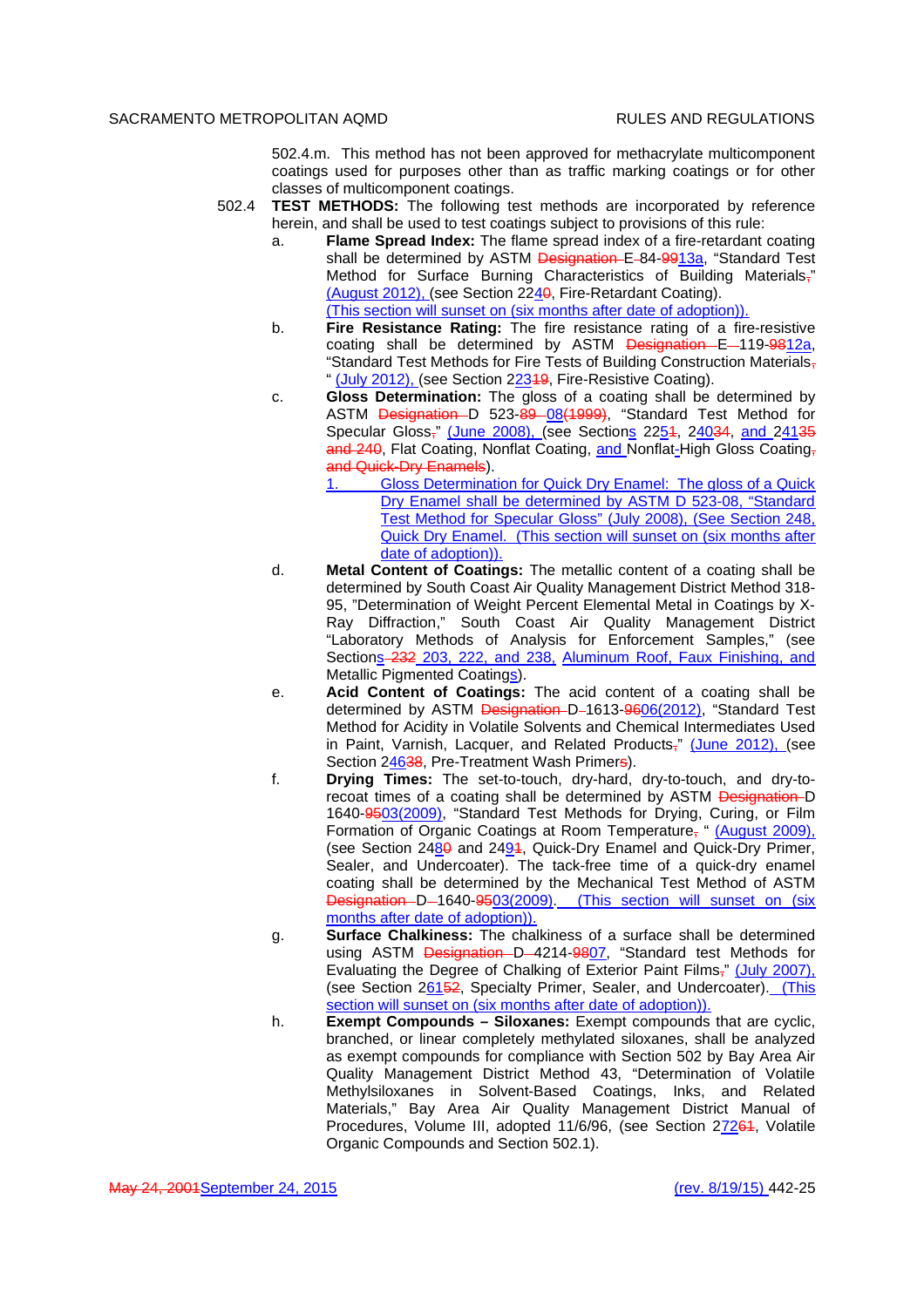502.4.m. This method has not been approved for methacrylate multicomponent coatings used for purposes other than as traffic marking coatings or for other classes of multicomponent coatings.

502.4 **TEST METHODS:** The following test methods are incorporated by reference herein, and shall be used to test coatings subject to provisions of this rule:

a. **Flame Spread Index:** The flame spread index of a fire-retardant coating shall be determined by ASTM ~~Designation~~ E-84-~~99~~13a, "Standard Test Method for Surface Burning Characteristics of Building Materials~~,~~" (August 2012), (see Section 224~~0~~, Fire-Retardant Coating). (This section will sunset on (six months after date of adoption)).

b. **Fire Resistance Rating:** The fire resistance rating of a fire-resistive coating shall be determined by ASTM ~~Designation~~ E-119-~~98~~12a, "Standard Test Methods for Fire Tests of Building Construction Materials~~,~~ " (July 2012), (see Section 223~~19~~, Fire-Resistive Coating).

c. **Gloss Determination:** The gloss of a coating shall be determined by ASTM ~~Designation~~ D 523-~~89~~ 08~~(1999)~~, "Standard Test Method for Specular Gloss~~,~~" (June 2008), (see Sections 225~~1~~, 240~~34~~, and 241~~35~~ ~~and 240~~, Flat Coating, Nonflat Coating, and Nonflat~~-~~ High Gloss Coating~~,~~ ~~and Quick-Dry Enamels~~).

   1. Gloss Determination for Quick Dry Enamel: The gloss of a Quick Dry Enamel shall be determined by ASTM D 523-08, "Standard Test Method for Specular Gloss" (July 2008), (See Section 248, Quick Dry Enamel. (This section will sunset on (six months after date of adoption)).

d. **Metal Content of Coatings:** The metallic content of a coating shall be determined by South Coast Air Quality Management District Method 318-95, "Determination of Weight Percent Elemental Metal in Coatings by X-Ray Diffraction," South Coast Air Quality Management District "Laboratory Methods of Analysis for Enforcement Samples," (see Sections ~~232~~ 203, 222, and 238, Aluminum Roof, Faux Finishing, and Metallic Pigmented Coatings).

e. **Acid Content of Coatings:** The acid content of a coating shall be determined by ASTM ~~Designation~~ D-1613-~~96~~06(2012), "Standard Test Method for Acidity in Volatile Solvents and Chemical Intermediates Used in Paint, Varnish, Lacquer, and Related Products~~,~~" (June 2012), (see Section 246~~38~~, Pre-Treatment Wash Primer~~s~~).

f. **Drying Times:** The set-to-touch, dry-hard, dry-to-touch, and dry-to-recoat times of a coating shall be determined by ASTM ~~Designation~~ D 1640-~~95~~03(2009), "Standard Test Methods for Drying, Curing, or Film Formation of Organic Coatings at Room Temperature~~,~~ " (August 2009), (see Section 248~~0~~ and 249~~1~~, Quick-Dry Enamel and Quick-Dry Primer, Sealer, and Undercoater). The tack-free time of a quick-dry enamel coating shall be determined by the Mechanical Test Method of ASTM ~~Designation~~ D-1640-~~95~~03(2009). (This section will sunset on (six months after date of adoption)).

g. **Surface Chalkiness:** The chalkiness of a surface shall be determined using ASTM ~~Designation~~ D-4214-~~98~~07, "Standard test Methods for Evaluating the Degree of Chalking of Exterior Paint Films~~,~~" (July 2007), (see Section 261~~52~~, Specialty Primer, Sealer, and Undercoater). (This section will sunset on (six months after date of adoption)).

h. **Exempt Compounds – Siloxanes:** Exempt compounds that are cyclic, branched, or linear completely methylated siloxanes, shall be analyzed as exempt compounds for compliance with Section 502 by Bay Area Air Quality Management District Method 43, "Determination of Volatile Methylsiloxanes in Solvent-Based Coatings, Inks, and Related Materials," Bay Area Air Quality Management District Manual of Procedures, Volume III, adopted 11/6/96, (see Section 272~~61~~, Volatile Organic Compounds and Section 502.1).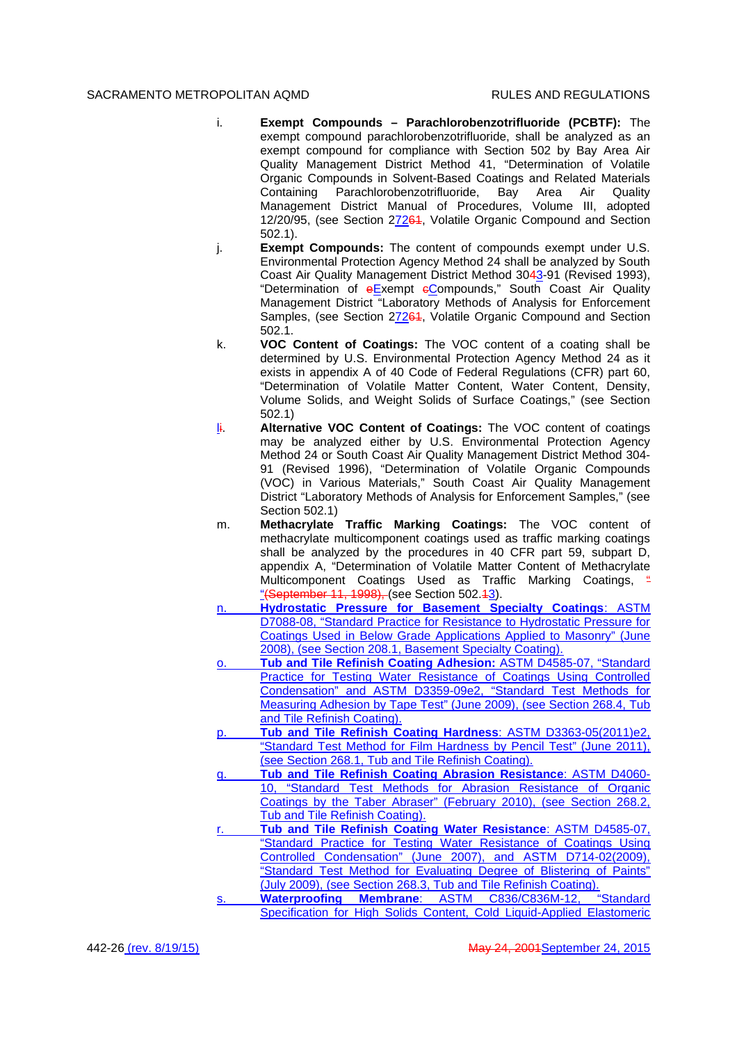i. **Exempt Compounds – Parachlorobenzotrifluoride (PCBTF):** The exempt compound parachlorobenzotrifluoride, shall be analyzed as an exempt compound for compliance with Section 502 by Bay Area Air Quality Management District Method 41, "Determination of Volatile Organic Compounds in Solvent-Based Coatings and Related Materials Containing Parachlorobenzotrifluoride, Bay Area Air Quality Management District Manual of Procedures, Volume III, adopted 12/20/95, (see Section 27261, Volatile Organic Compound and Section 502.1).

j. **Exempt Compounds:** The content of compounds exempt under U.S. Environmental Protection Agency Method 24 shall be analyzed by South Coast Air Quality Management District Method 3043-91 (Revised 1993), "Determination of eExempt cCompounds," South Coast Air Quality Management District "Laboratory Methods of Analysis for Enforcement Samples, (see Section 27261, Volatile Organic Compound and Section 502.1.

k. **VOC Content of Coatings:** The VOC content of a coating shall be determined by U.S. Environmental Protection Agency Method 24 as it exists in appendix A of 40 Code of Federal Regulations (CFR) part 60, "Determination of Volatile Matter Content, Water Content, Density, Volume Solids, and Weight Solids of Surface Coatings," (see Section 502.1)

li. **Alternative VOC Content of Coatings:** The VOC content of coatings may be analyzed either by U.S. Environmental Protection Agency Method 24 or South Coast Air Quality Management District Method 304-91 (Revised 1996), "Determination of Volatile Organic Compounds (VOC) in Various Materials," South Coast Air Quality Management District "Laboratory Methods of Analysis for Enforcement Samples," (see Section 502.1)

m. **Methacrylate Traffic Marking Coatings:** The VOC content of methacrylate multicomponent coatings used as traffic marking coatings shall be analyzed by the procedures in 40 CFR part 59, subpart D, appendix A, "Determination of Volatile Matter Content of Methacrylate Multicomponent Coatings Used as Traffic Marking Coatings, " "(September 11, 1998), (see Section 502.13).

n. **Hydrostatic Pressure for Basement Specialty Coatings**: ASTM D7088-08, "Standard Practice for Resistance to Hydrostatic Pressure for Coatings Used in Below Grade Applications Applied to Masonry" (June 2008), (see Section 208.1, Basement Specialty Coating).

o. **Tub and Tile Refinish Coating Adhesion:** ASTM D4585-07, "Standard Practice for Testing Water Resistance of Coatings Using Controlled Condensation" and ASTM D3359-09e2, "Standard Test Methods for Measuring Adhesion by Tape Test" (June 2009), (see Section 268.4, Tub and Tile Refinish Coating).

p. **Tub and Tile Refinish Coating Hardness**: ASTM D3363-05(2011)e2, "Standard Test Method for Film Hardness by Pencil Test" (June 2011), (see Section 268.1, Tub and Tile Refinish Coating).

q. **Tub and Tile Refinish Coating Abrasion Resistance**: ASTM D4060-10, "Standard Test Methods for Abrasion Resistance of Organic Coatings by the Taber Abraser" (February 2010), (see Section 268.2, Tub and Tile Refinish Coating).

r. **Tub and Tile Refinish Coating Water Resistance**: ASTM D4585-07, "Standard Practice for Testing Water Resistance of Coatings Using Controlled Condensation" (June 2007), and ASTM D714-02(2009), "Standard Test Method for Evaluating Degree of Blistering of Paints" (July 2009), (see Section 268.3, Tub and Tile Refinish Coating).

s. **Waterproofing Membrane**: ASTM C836/C836M-12, "Standard Specification for High Solids Content, Cold Liquid-Applied Elastomeric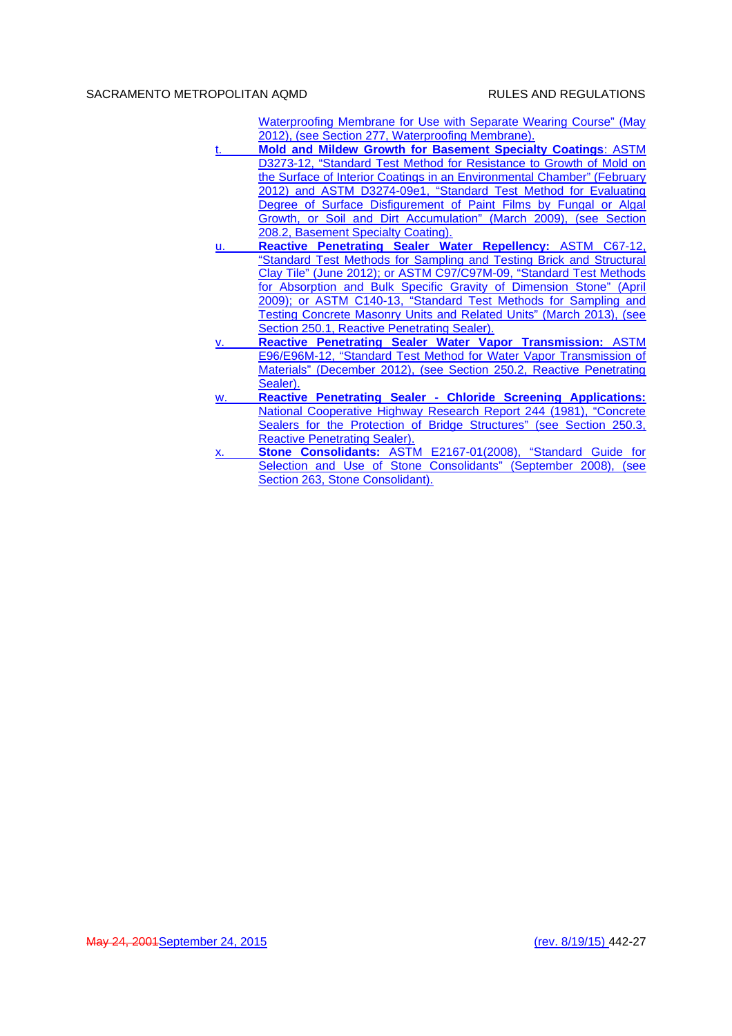Waterproofing Membrane for Use with Separate Wearing Course" (May 2012), (see Section 277, Waterproofing Membrane).

t. **Mold and Mildew Growth for Basement Specialty Coatings**: ASTM D3273-12, "Standard Test Method for Resistance to Growth of Mold on the Surface of Interior Coatings in an Environmental Chamber" (February 2012) and ASTM D3274-09e1, "Standard Test Method for Evaluating Degree of Surface Disfigurement of Paint Films by Fungal or Algal Growth, or Soil and Dirt Accumulation" (March 2009), (see Section 208.2, Basement Specialty Coating).

u. **Reactive Penetrating Sealer Water Repellency:** ASTM C67-12, "Standard Test Methods for Sampling and Testing Brick and Structural Clay Tile" (June 2012); or ASTM C97/C97M-09, "Standard Test Methods for Absorption and Bulk Specific Gravity of Dimension Stone" (April 2009); or ASTM C140-13, "Standard Test Methods for Sampling and Testing Concrete Masonry Units and Related Units" (March 2013), (see Section 250.1, Reactive Penetrating Sealer).

v. **Reactive Penetrating Sealer Water Vapor Transmission:** ASTM E96/E96M-12, "Standard Test Method for Water Vapor Transmission of Materials" (December 2012), (see Section 250.2, Reactive Penetrating Sealer).

w. **Reactive Penetrating Sealer - Chloride Screening Applications:** National Cooperative Highway Research Report 244 (1981), "Concrete Sealers for the Protection of Bridge Structures" (see Section 250.3, Reactive Penetrating Sealer).

x. **Stone Consolidants:** ASTM E2167-01(2008), "Standard Guide for Selection and Use of Stone Consolidants" (September 2008), (see Section 263, Stone Consolidant).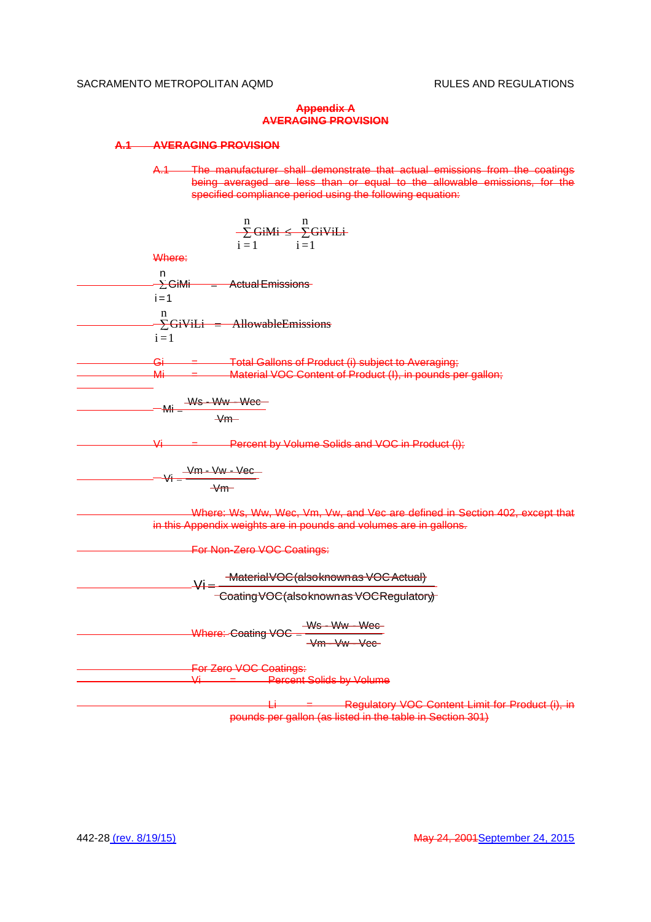## Appendix A
## AVERAGING PROVISION

### A.1 AVERAGING PROVISION

A.1 The manufacturer shall demonstrate that actual emissions from the coatings being averaged are less than or equal to the allowable emissions, for the specified compliance period using the following equation:

$$\sum_{i=1}^{n} GiMi \leq \sum_{i=1}^{n} GiViLi$$

Where:

$\sum_{i=1}^{n} GiMi$ = Actual Emissions

$\sum_{i=1}^{n} GiViLi$ = Allowable Emissions

Gi = Total Gallons of Product (i) subject to Averaging;

Mi = Material VOC Content of Product (I), in pounds per gallon;

$$Mi = \frac{Ws - Ww - Wec}{Vm}$$

Vi = Percent by Volume Solids and VOC in Product (i);

$$Vi = \frac{Vm - Vw - Vec}{Vm}$$

Where: Ws, Ww, Wec, Vm, Vw, and Vec are defined in Section 402, except that in this Appendix weights are in pounds and volumes are in gallons.

For Non-Zero VOC Coatings:

$$Vi = \frac{\text{Material VOC (also known as VOC Actual)}}{\text{Coating VOC (also known as VOC Regulatory)}}$$

Where: $\text{Coating VOC} = \frac{Ws - Ww - Wec}{Vm - Vw - Vec}$

For Zero VOC Coatings:

Vi = Percent Solids by Volume

Li = Regulatory VOC Content Limit for Product (i), in pounds per gallon (as listed in the table in Section 301)

442-28 (rev. 8/19/15) May 24, 2001 September 24, 2015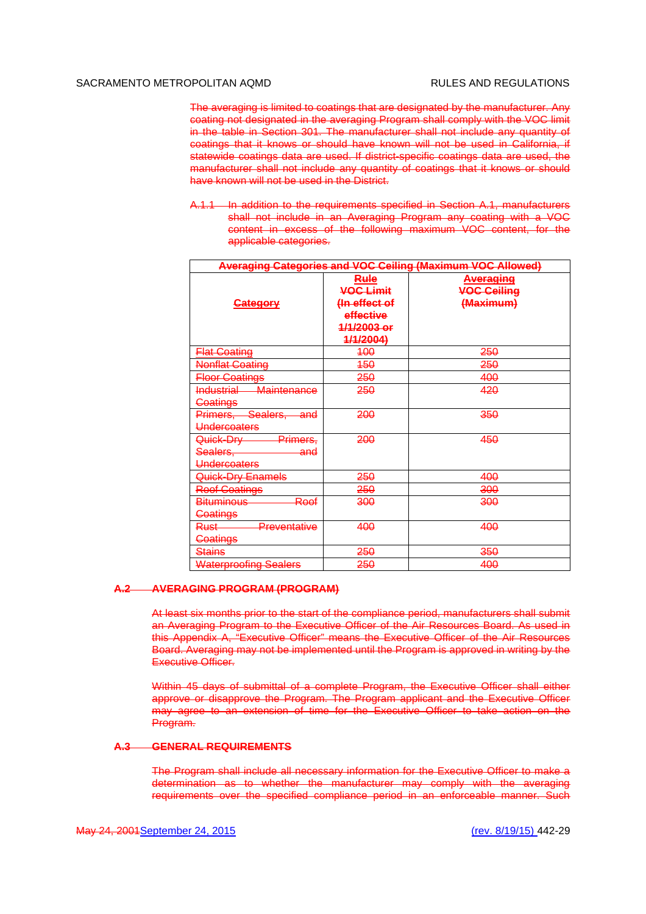The averaging is limited to coatings that are designated by the manufacturer. Any coating not designated in the averaging Program shall comply with the VOC limit in the table in Section 301. The manufacturer shall not include any quantity of coatings that it knows or should have known will not be used in California, if statewide coatings data are used. If district-specific coatings data are used, the manufacturer shall not include any quantity of coatings that it knows or should have known will not be used in the District.

A.1.1 In addition to the requirements specified in Section A.1, manufacturers shall not include in an Averaging Program any coating with a VOC content in excess of the following maximum VOC content, for the applicable categories.

| **Averaging Categories and VOC Ceiling (Maximum VOC Allowed)** | | |
|---|---|---|
| **Category** | **Rule VOC Limit (In effect of effective 1/1/2003 or 1/1/2004)** | **Averaging VOC Ceiling (Maximum)** |
| Flat Coating | 100 | 250 |
| Nonflat Coating | 150 | 250 |
| Floor Coatings | 250 | 400 |
| Industrial Maintenance Coatings | 250 | 420 |
| Primers, Sealers, and Undercoaters | 200 | 350 |
| Quick-Dry Primers, Sealers, and Undercoaters | 200 | 450 |
| Quick-Dry Enamels | 250 | 400 |
| Roof Coatings | 250 | 300 |
| Bituminous Roof Coatings | 300 | 300 |
| Rust Preventative Coatings | 400 | 400 |
| Stains | 250 | 350 |
| Waterproofing Sealers | 250 | 400 |

**A.2 AVERAGING PROGRAM (PROGRAM)**

At least six months prior to the start of the compliance period, manufacturers shall submit an Averaging Program to the Executive Officer of the Air Resources Board. As used in this Appendix A, "Executive Officer" means the Executive Officer of the Air Resources Board. Averaging may not be implemented until the Program is approved in writing by the Executive Officer.

Within 45 days of submittal of a complete Program, the Executive Officer shall either approve or disapprove the Program. The Program applicant and the Executive Officer may agree to an extension of time for the Executive Officer to take action on the Program.

**A.3 GENERAL REQUIREMENTS**

The Program shall include all necessary information for the Executive Officer to make a determination as to whether the manufacturer may comply with the averaging requirements over the specified compliance period in an enforceable manner. Such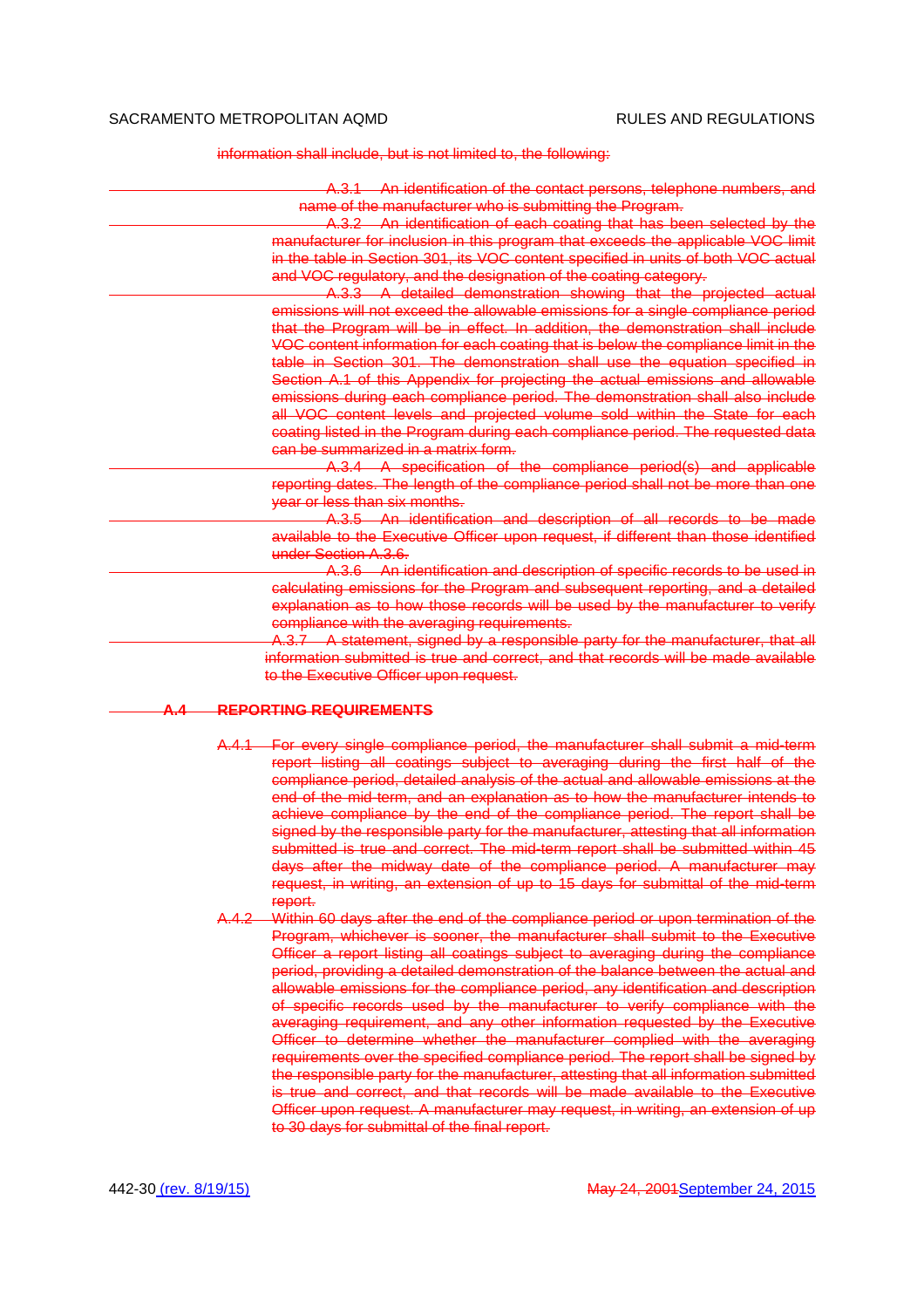information shall include, but is not limited to, the following:

A.3.1 An identification of the contact persons, telephone numbers, and name of the manufacturer who is submitting the Program.

A.3.2 An identification of each coating that has been selected by the manufacturer for inclusion in this program that exceeds the applicable VOC limit in the table in Section 301, its VOC content specified in units of both VOC actual and VOC regulatory, and the designation of the coating category.

A.3.3 A detailed demonstration showing that the projected actual emissions will not exceed the allowable emissions for a single compliance period that the Program will be in effect. In addition, the demonstration shall include VOC content information for each coating that is below the compliance limit in the table in Section 301. The demonstration shall use the equation specified in Section A.1 of this Appendix for projecting the actual emissions and allowable emissions during each compliance period. The demonstration shall also include all VOC content levels and projected volume sold within the State for each coating listed in the Program during each compliance period. The requested data can be summarized in a matrix form.

A.3.4 A specification of the compliance period(s) and applicable reporting dates. The length of the compliance period shall not be more than one year or less than six months.

A.3.5 An identification and description of all records to be made available to the Executive Officer upon request, if different than those identified under Section A.3.6.

A.3.6 An identification and description of specific records to be used in calculating emissions for the Program and subsequent reporting, and a detailed explanation as to how those records will be used by the manufacturer to verify compliance with the averaging requirements.

A.3.7 A statement, signed by a responsible party for the manufacturer, that all information submitted is true and correct, and that records will be made available to the Executive Officer upon request.

**A.4 REPORTING REQUIREMENTS**

A.4.1 For every single compliance period, the manufacturer shall submit a mid-term report listing all coatings subject to averaging during the first half of the compliance period, detailed analysis of the actual and allowable emissions at the end of the mid term, and an explanation as to how the manufacturer intends to achieve compliance by the end of the compliance period. The report shall be signed by the responsible party for the manufacturer, attesting that all information submitted is true and correct. The mid-term report shall be submitted within 45 days after the midway date of the compliance period. A manufacturer may request, in writing, an extension of up to 15 days for submittal of the mid-term report.

A.4.2 Within 60 days after the end of the compliance period or upon termination of the Program, whichever is sooner, the manufacturer shall submit to the Executive Officer a report listing all coatings subject to averaging during the compliance period, providing a detailed demonstration of the balance between the actual and allowable emissions for the compliance period, any identification and description of specific records used by the manufacturer to verify compliance with the averaging requirement, and any other information requested by the Executive Officer to determine whether the manufacturer complied with the averaging requirements over the specified compliance period. The report shall be signed by the responsible party for the manufacturer, attesting that all information submitted is true and correct, and that records will be made available to the Executive Officer upon request. A manufacturer may request, in writing, an extension of up to 30 days for submittal of the final report.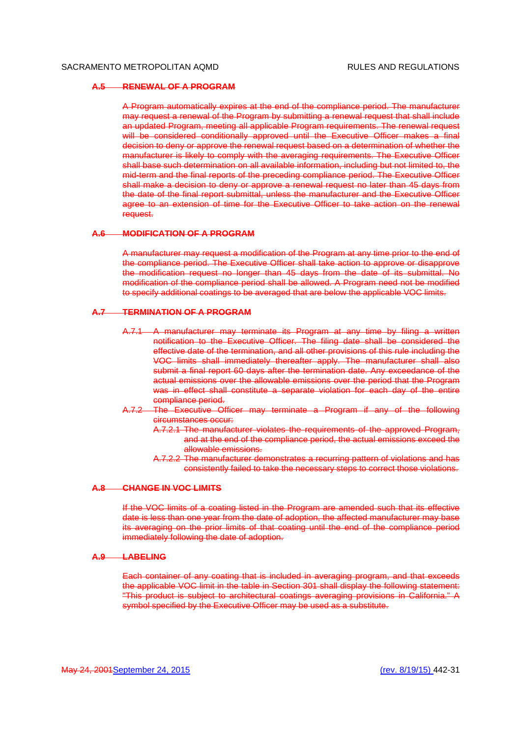### A.5 RENEWAL OF A PROGRAM

A Program automatically expires at the end of the compliance period. The manufacturer may request a renewal of the Program by submitting a renewal request that shall include an updated Program, meeting all applicable Program requirements. The renewal request will be considered conditionally approved until the Executive Officer makes a final decision to deny or approve the renewal request based on a determination of whether the manufacturer is likely to comply with the averaging requirements. The Executive Officer shall base such determination on all available information, including but not limited to, the mid-term and the final reports of the preceding compliance period. The Executive Officer shall make a decision to deny or approve a renewal request no later than 45 days from the date of the final report submittal, unless the manufacturer and the Executive Officer agree to an extension of time for the Executive Officer to take action on the renewal request.

### A.6 MODIFICATION OF A PROGRAM

A manufacturer may request a modification of the Program at any time prior to the end of the compliance period. The Executive Officer shall take action to approve or disapprove the modification request no longer than 45 days from the date of its submittal. No modification of the compliance period shall be allowed. A Program need not be modified to specify additional coatings to be averaged that are below the applicable VOC limits.

### A.7 TERMINATION OF A PROGRAM

A.7.1 A manufacturer may terminate its Program at any time by filing a written notification to the Executive Officer. The filing date shall be considered the effective date of the termination, and all other provisions of this rule including the VOC limits shall immediately thereafter apply. The manufacturer shall also submit a final report 60 days after the termination date. Any exceedance of the actual emissions over the allowable emissions over the period that the Program was in effect shall constitute a separate violation for each day of the entire compliance period.

A.7.2 The Executive Officer may terminate a Program if any of the following circumstances occur:

A.7.2.1 The manufacturer violates the requirements of the approved Program, and at the end of the compliance period, the actual emissions exceed the allowable emissions.

A.7.2.2 The manufacturer demonstrates a recurring pattern of violations and has consistently failed to take the necessary steps to correct those violations.

### A.8 CHANGE IN VOC LIMITS

If the VOC limits of a coating listed in the Program are amended such that its effective date is less than one year from the date of adoption, the affected manufacturer may base its averaging on the prior limits of that coating until the end of the compliance period immediately following the date of adoption.

### A.9 LABELING

Each container of any coating that is included in averaging program, and that exceeds the applicable VOC limit in the table in Section 301 shall display the following statement: "This product is subject to architectural coatings averaging provisions in California." A symbol specified by the Executive Officer may be used as a substitute.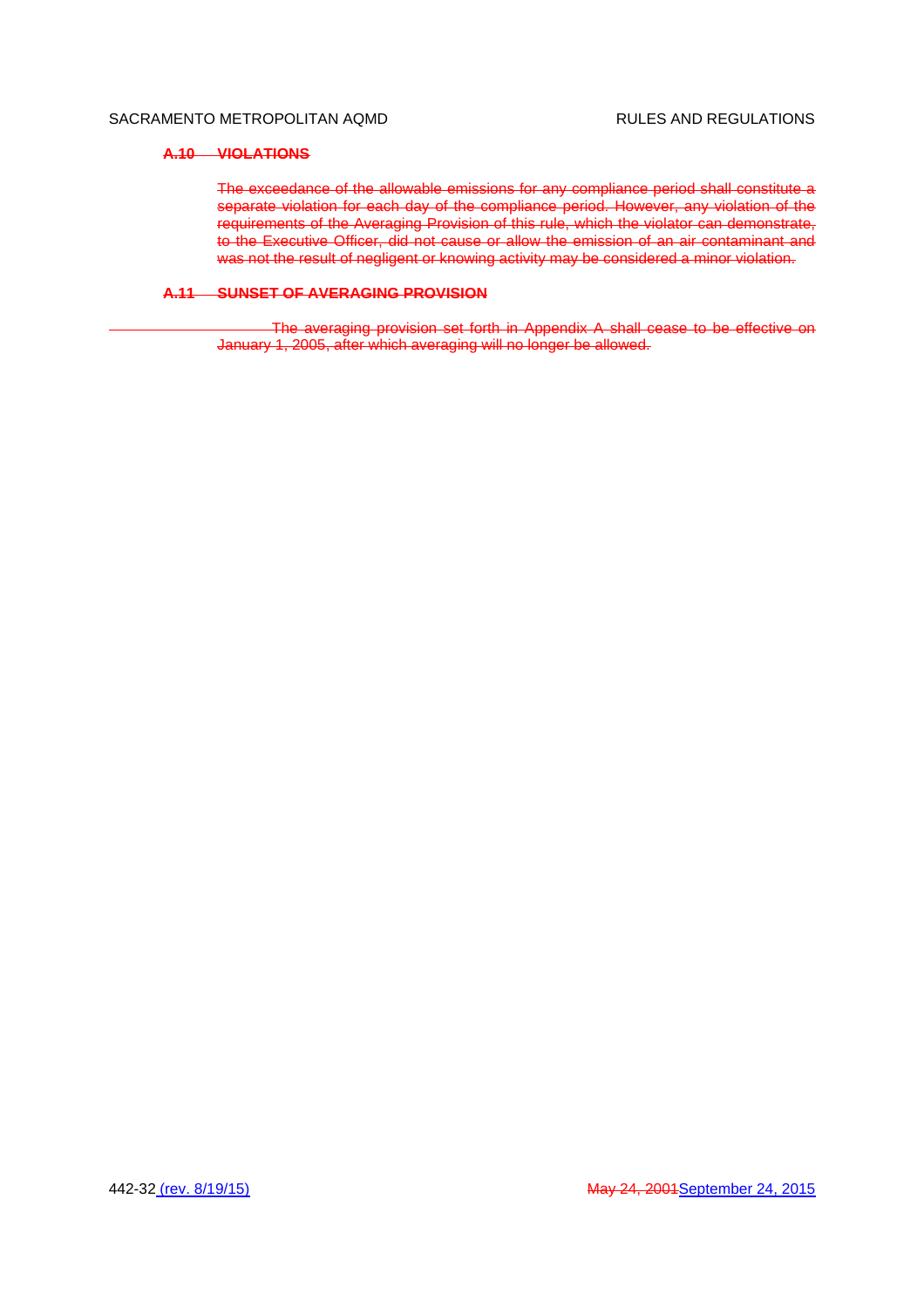### ~~A.10 VIOLATIONS~~

~~The exceedance of the allowable emissions for any compliance period shall constitute a separate violation for each day of the compliance period. However, any violation of the requirements of the Averaging Provision of this rule, which the violator can demonstrate, to the Executive Officer, did not cause or allow the emission of an air contaminant and was not the result of negligent or knowing activity may be considered a minor violation.~~

### ~~A.11 SUNSET OF AVERAGING PROVISION~~

~~The averaging provision set forth in Appendix A shall cease to be effective on January 1, 2005, after which averaging will no longer be allowed.~~